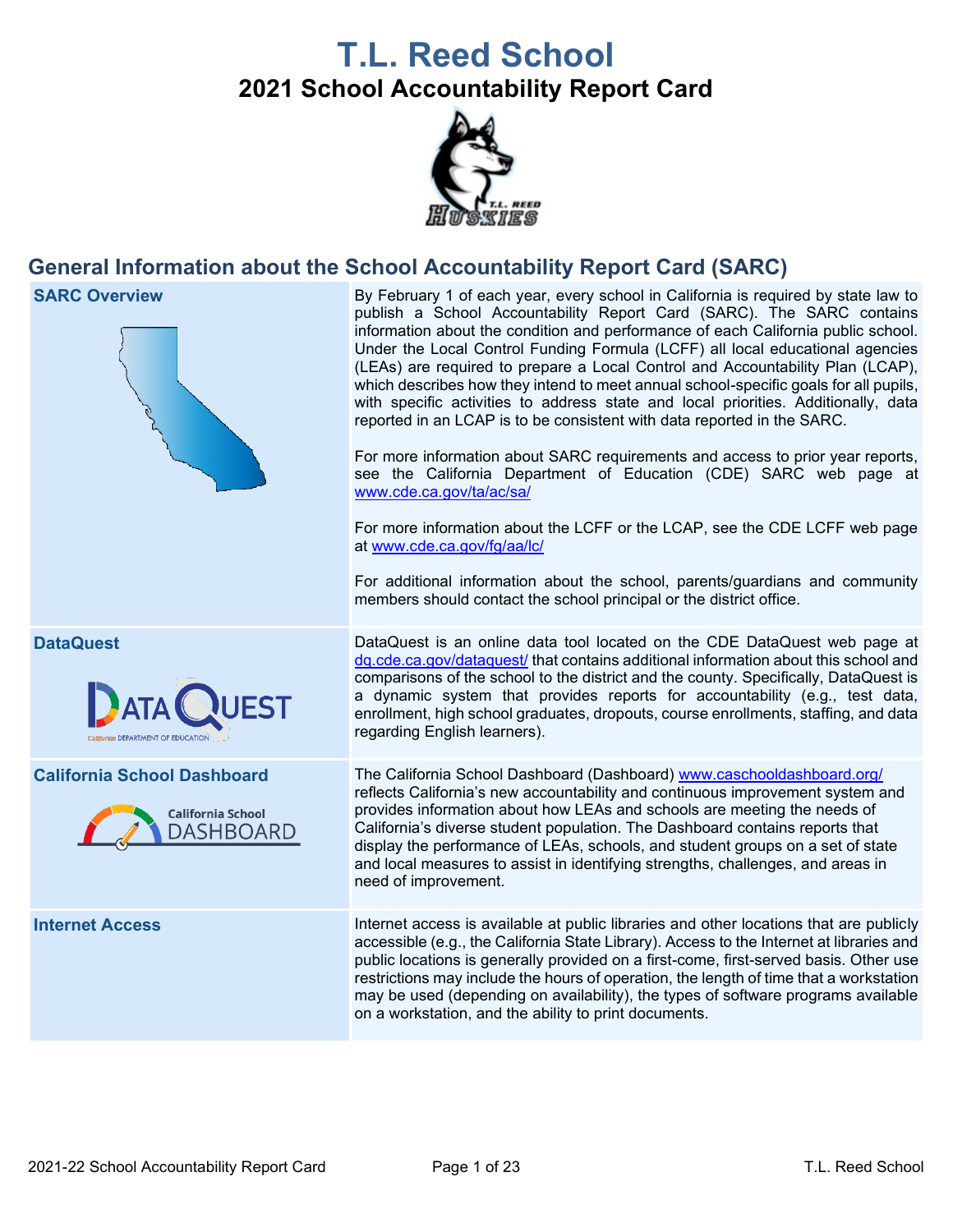# T.L. Reed School

## 2021 School Accountability Report Card

## General Information about the School Accountability Report Card (SARC)

| | |
|---|---|
| **SARC Overview** | By February 1 of each year, every school in California is required by state law to publish a School Accountability Report Card (SARC). The SARC contains information about the condition and performance of each California public school. Under the Local Control Funding Formula (LCFF) all local educational agencies (LEAs) are required to prepare a Local Control and Accountability Plan (LCAP), which describes how they intend to meet annual school-specific goals for all pupils, with specific activities to address state and local priorities. Additionally, data reported in an LCAP is to be consistent with data reported in the SARC.<br><br>For more information about SARC requirements and access to prior year reports, see the California Department of Education (CDE) SARC web page at www.cde.ca.gov/ta/ac/sa/<br><br>For more information about the LCFF or the LCAP, see the CDE LCFF web page at www.cde.ca.gov/fg/aa/lc/<br><br>For additional information about the school, parents/guardians and community members should contact the school principal or the district office. |
| **DataQuest** | DataQuest is an online data tool located on the CDE DataQuest web page at dq.cde.ca.gov/dataquest/ that contains additional information about this school and comparisons of the school to the district and the county. Specifically, DataQuest is a dynamic system that provides reports for accountability (e.g., test data, enrollment, high school graduates, dropouts, course enrollments, staffing, and data regarding English learners). |
| **California School Dashboard** | The California School Dashboard (Dashboard) www.caschooldashboard.org/ reflects California's new accountability and continuous improvement system and provides information about how LEAs and schools are meeting the needs of California's diverse student population. The Dashboard contains reports that display the performance of LEAs, schools, and student groups on a set of state and local measures to assist in identifying strengths, challenges, and areas in need of improvement. |
| **Internet Access** | Internet access is available at public libraries and other locations that are publicly accessible (e.g., the California State Library). Access to the Internet at libraries and public locations is generally provided on a first-come, first-served basis. Other use restrictions may include the hours of operation, the length of time that a workstation may be used (depending on availability), the types of software programs available on a workstation, and the ability to print documents. |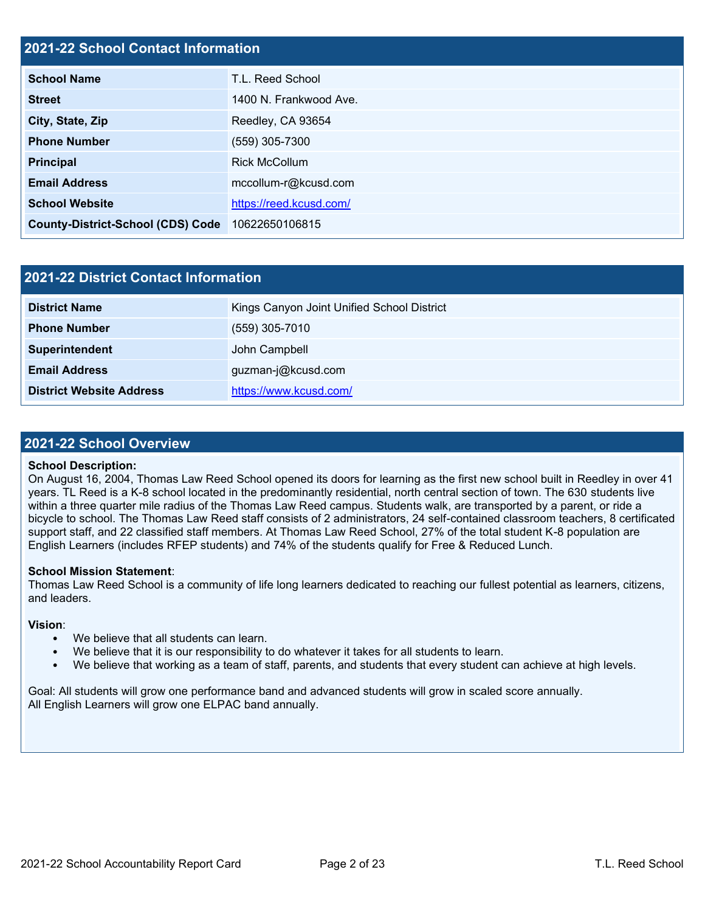## 2021-22 School Contact Information

| | |
|---|---|
| **School Name** | T.L. Reed School |
| **Street** | 1400 N. Frankwood Ave. |
| **City, State, Zip** | Reedley, CA 93654 |
| **Phone Number** | (559) 305-7300 |
| **Principal** | Rick McCollum |
| **Email Address** | mccollum-r@kcusd.com |
| **School Website** | https://reed.kcusd.com/ |
| **County-District-School (CDS) Code** | 10622650106815 |

## 2021-22 District Contact Information

| | |
|---|---|
| **District Name** | Kings Canyon Joint Unified School District |
| **Phone Number** | (559) 305-7010 |
| **Superintendent** | John Campbell |
| **Email Address** | guzman-j@kcusd.com |
| **District Website Address** | https://www.kcusd.com/ |

## 2021-22 School Overview

**School Description:**
On August 16, 2004, Thomas Law Reed School opened its doors for learning as the first new school built in Reedley in over 41 years. TL Reed is a K-8 school located in the predominantly residential, north central section of town. The 630 students live within a three quarter mile radius of the Thomas Law Reed campus. Students walk, are transported by a parent, or ride a bicycle to school. The Thomas Law Reed staff consists of 2 administrators, 24 self-contained classroom teachers, 8 certificated support staff, and 22 classified staff members. At Thomas Law Reed School, 27% of the total student K-8 population are English Learners (includes RFEP students) and 74% of the students qualify for Free & Reduced Lunch.

**School Mission Statement**:
Thomas Law Reed School is a community of life long learners dedicated to reaching our fullest potential as learners, citizens, and leaders.

**Vision**:

- We believe that all students can learn.
- We believe that it is our responsibility to do whatever it takes for all students to learn.
- We believe that working as a team of staff, parents, and students that every student can achieve at high levels.

Goal: All students will grow one performance band and advanced students will grow in scaled score annually.
All English Learners will grow one ELPAC band annually.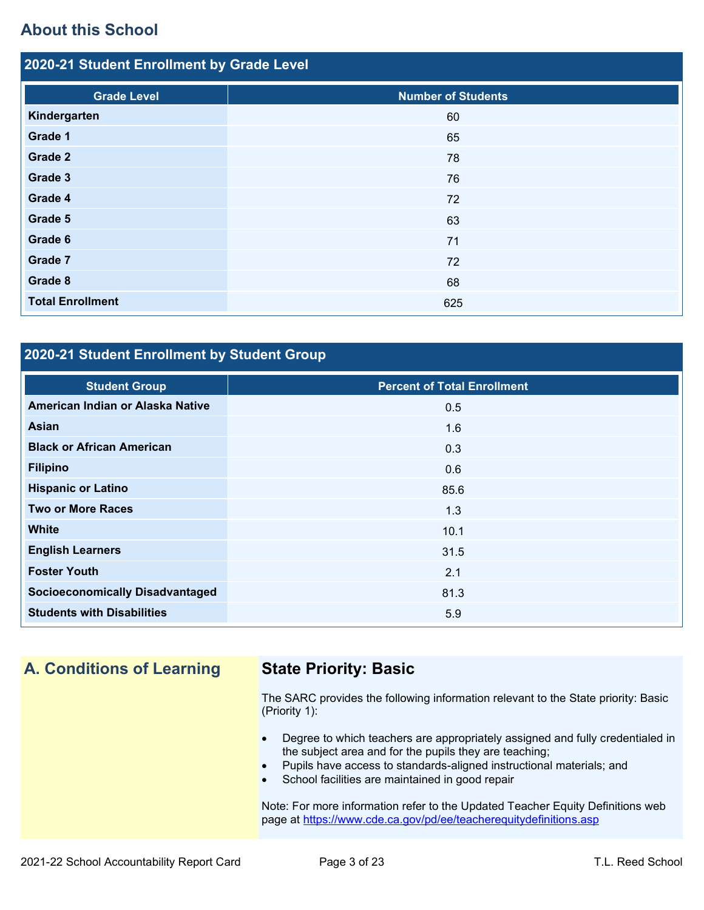## About this School

### 2020-21 Student Enrollment by Grade Level

| Grade Level | Number of Students |
|---|---|
| Kindergarten | 60 |
| Grade 1 | 65 |
| Grade 2 | 78 |
| Grade 3 | 76 |
| Grade 4 | 72 |
| Grade 5 | 63 |
| Grade 6 | 71 |
| Grade 7 | 72 |
| Grade 8 | 68 |
| Total Enrollment | 625 |

### 2020-21 Student Enrollment by Student Group

| Student Group | Percent of Total Enrollment |
|---|---|
| American Indian or Alaska Native | 0.5 |
| Asian | 1.6 |
| Black or African American | 0.3 |
| Filipino | 0.6 |
| Hispanic or Latino | 85.6 |
| Two or More Races | 1.3 |
| White | 10.1 |
| English Learners | 31.5 |
| Foster Youth | 2.1 |
| Socioeconomically Disadvantaged | 81.3 |
| Students with Disabilities | 5.9 |

## A. Conditions of Learning

### State Priority: Basic

The SARC provides the following information relevant to the State priority: Basic (Priority 1):

- Degree to which teachers are appropriately assigned and fully credentialed in the subject area and for the pupils they are teaching;
- Pupils have access to standards-aligned instructional materials; and
- School facilities are maintained in good repair

Note: For more information refer to the Updated Teacher Equity Definitions web page at https://www.cde.ca.gov/pd/ee/teacherequitydefinitions.asp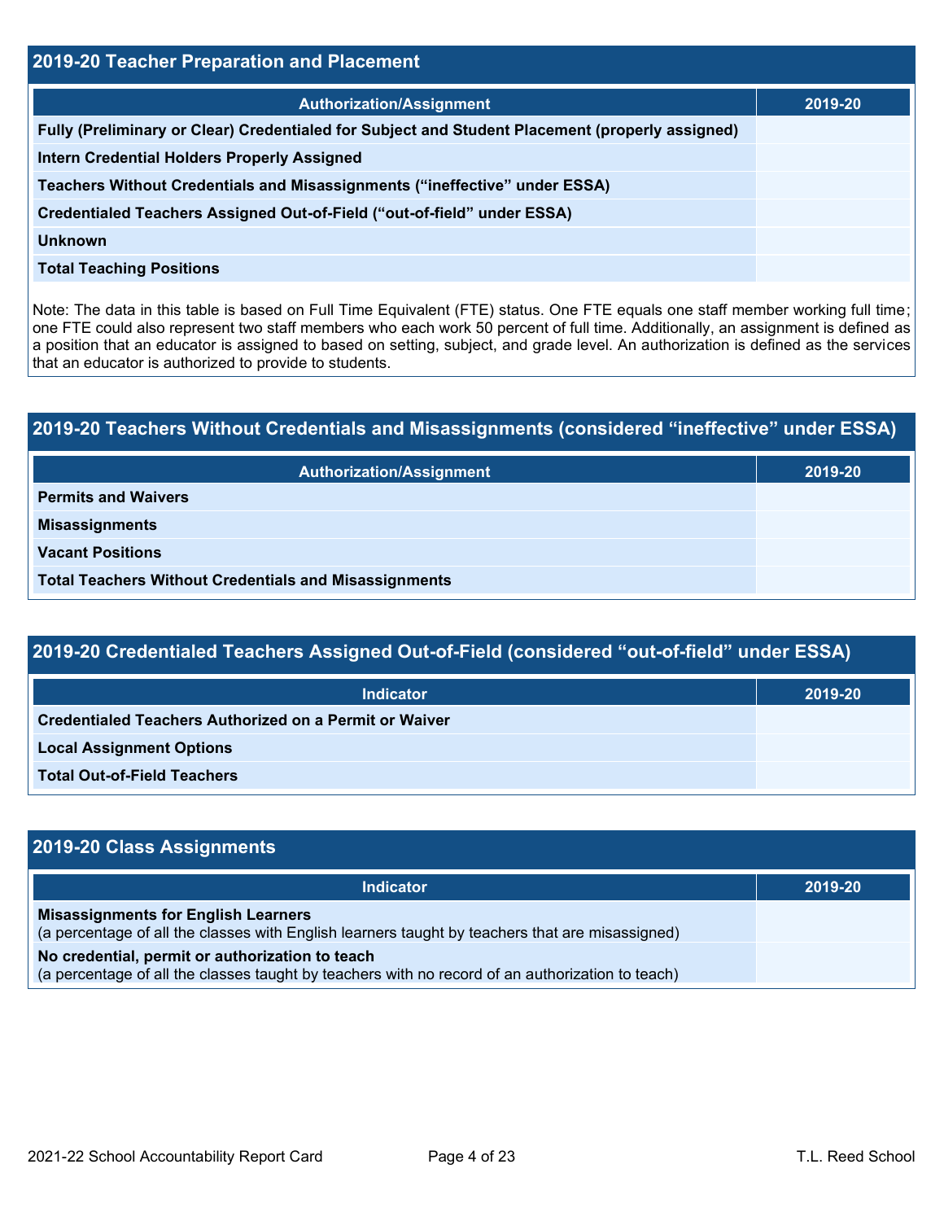## 2019-20 Teacher Preparation and Placement

| Authorization/Assignment | 2019-20 |
| --- | --- |
| Fully (Preliminary or Clear) Credentialed for Subject and Student Placement (properly assigned) | |
| Intern Credential Holders Properly Assigned | |
| Teachers Without Credentials and Misassignments ("ineffective" under ESSA) | |
| Credentialed Teachers Assigned Out-of-Field ("out-of-field" under ESSA) | |
| Unknown | |
| Total Teaching Positions | |

Note: The data in this table is based on Full Time Equivalent (FTE) status. One FTE equals one staff member working full time; one FTE could also represent two staff members who each work 50 percent of full time. Additionally, an assignment is defined as a position that an educator is assigned to based on setting, subject, and grade level. An authorization is defined as the services that an educator is authorized to provide to students.

## 2019-20 Teachers Without Credentials and Misassignments (considered "ineffective" under ESSA)

| Authorization/Assignment | 2019-20 |
| --- | --- |
| Permits and Waivers | |
| Misassignments | |
| Vacant Positions | |
| Total Teachers Without Credentials and Misassignments | |

## 2019-20 Credentialed Teachers Assigned Out-of-Field (considered "out-of-field" under ESSA)

| Indicator | 2019-20 |
| --- | --- |
| Credentialed Teachers Authorized on a Permit or Waiver | |
| Local Assignment Options | |
| Total Out-of-Field Teachers | |

## 2019-20 Class Assignments

| Indicator | 2019-20 |
| --- | --- |
| **Misassignments for English Learners** (a percentage of all the classes with English learners taught by teachers that are misassigned) | |
| **No credential, permit or authorization to teach** (a percentage of all the classes taught by teachers with no record of an authorization to teach) | |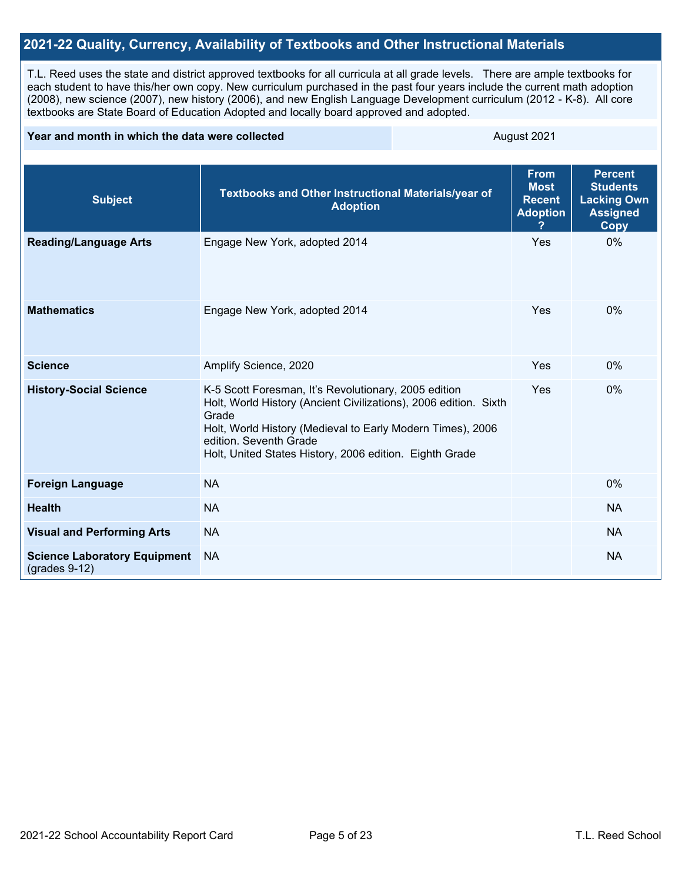## 2021-22 Quality, Currency, Availability of Textbooks and Other Instructional Materials

T.L. Reed uses the state and district approved textbooks for all curricula at all grade levels. There are ample textbooks for each student to have this/her own copy. New curriculum purchased in the past four years include the current math adoption (2008), new science (2007), new history (2006), and new English Language Development curriculum (2012 - K-8). All core textbooks are State Board of Education Adopted and locally board approved and adopted.

| Year and month in which the data were collected | August 2021 |
|---|---|

| Subject | Textbooks and Other Instructional Materials/year of Adoption | From Most Recent Adoption ? | Percent Students Lacking Own Assigned Copy |
|---|---|---|---|
| **Reading/Language Arts** | Engage New York, adopted 2014 | Yes | 0% |
| **Mathematics** | Engage New York, adopted 2014 | Yes | 0% |
| **Science** | Amplify Science, 2020 | Yes | 0% |
| **History-Social Science** | K-5 Scott Foresman, It's Revolutionary, 2005 edition<br>Holt, World History (Ancient Civilizations), 2006 edition. Sixth Grade<br>Holt, World History (Medieval to Early Modern Times), 2006 edition. Seventh Grade<br>Holt, United States History, 2006 edition. Eighth Grade | Yes | 0% |
| **Foreign Language** | NA | | 0% |
| **Health** | NA | | NA |
| **Visual and Performing Arts** | NA | | NA |
| **Science Laboratory Equipment** (grades 9-12) | NA | | NA |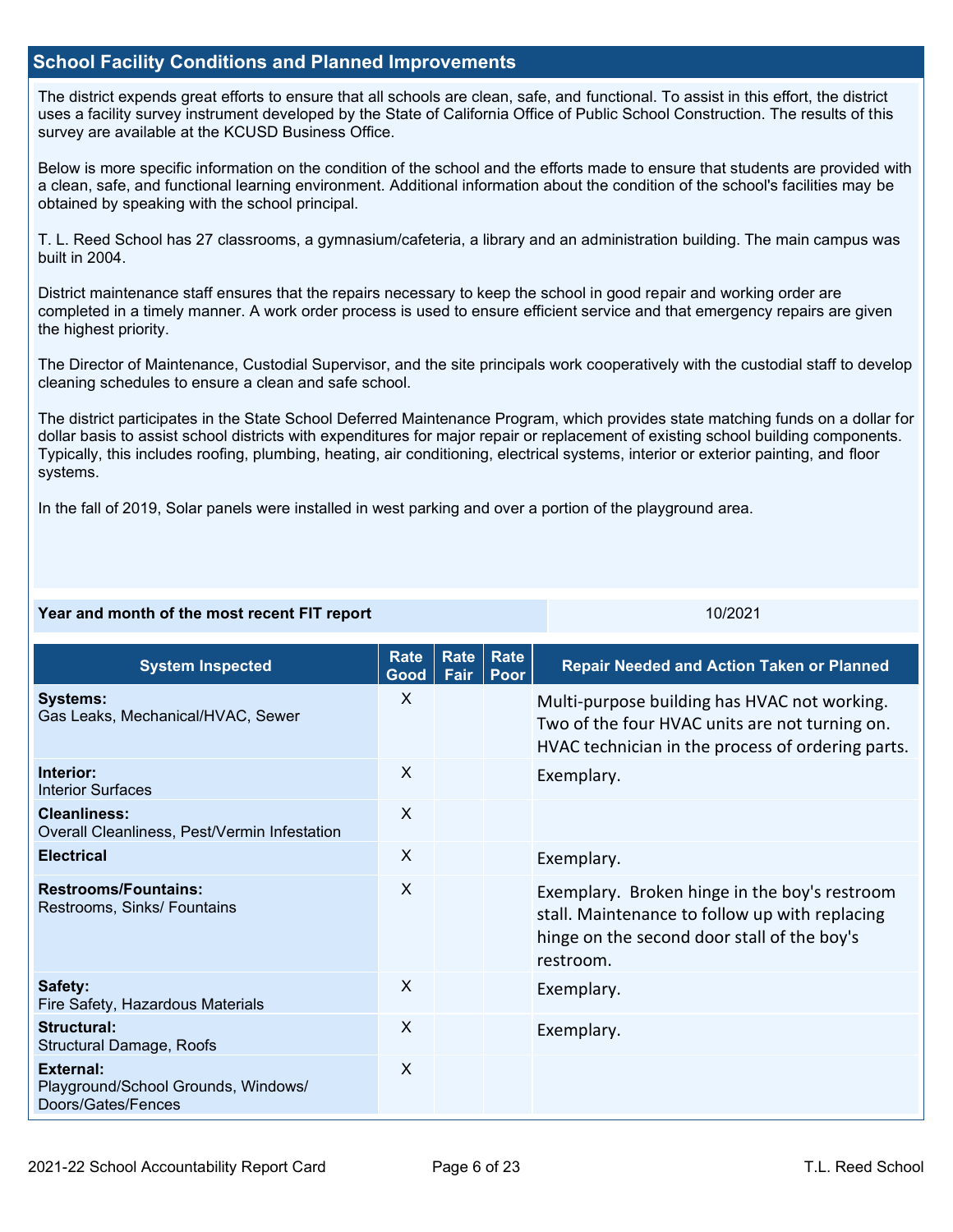## School Facility Conditions and Planned Improvements

The district expends great efforts to ensure that all schools are clean, safe, and functional. To assist in this effort, the district uses a facility survey instrument developed by the State of California Office of Public School Construction. The results of this survey are available at the KCUSD Business Office.

Below is more specific information on the condition of the school and the efforts made to ensure that students are provided with a clean, safe, and functional learning environment. Additional information about the condition of the school's facilities may be obtained by speaking with the school principal.

T. L. Reed School has 27 classrooms, a gymnasium/cafeteria, a library and an administration building. The main campus was built in 2004.

District maintenance staff ensures that the repairs necessary to keep the school in good repair and working order are completed in a timely manner. A work order process is used to ensure efficient service and that emergency repairs are given the highest priority.

The Director of Maintenance, Custodial Supervisor, and the site principals work cooperatively with the custodial staff to develop cleaning schedules to ensure a clean and safe school.

The district participates in the State School Deferred Maintenance Program, which provides state matching funds on a dollar for dollar basis to assist school districts with expenditures for major repair or replacement of existing school building components. Typically, this includes roofing, plumbing, heating, air conditioning, electrical systems, interior or exterior painting, and floor systems.

In the fall of 2019, Solar panels were installed in west parking and over a portion of the playground area.

| Year and month of the most recent FIT report | 10/2021 |
|---|---|

| System Inspected | Rate Good | Rate Fair | Rate Poor | Repair Needed and Action Taken or Planned |
|---|---|---|---|---|
| **Systems:** Gas Leaks, Mechanical/HVAC, Sewer | X | | | Multi-purpose building has HVAC not working. Two of the four HVAC units are not turning on. HVAC technician in the process of ordering parts. |
| **Interior:** Interior Surfaces | X | | | Exemplary. |
| **Cleanliness:** Overall Cleanliness, Pest/Vermin Infestation | X | | | |
| **Electrical** | X | | | Exemplary. |
| **Restrooms/Fountains:** Restrooms, Sinks/ Fountains | X | | | Exemplary. Broken hinge in the boy's restroom stall. Maintenance to follow up with replacing hinge on the second door stall of the boy's restroom. |
| **Safety:** Fire Safety, Hazardous Materials | X | | | Exemplary. |
| **Structural:** Structural Damage, Roofs | X | | | Exemplary. |
| **External:** Playground/School Grounds, Windows/ Doors/Gates/Fences | X | | | |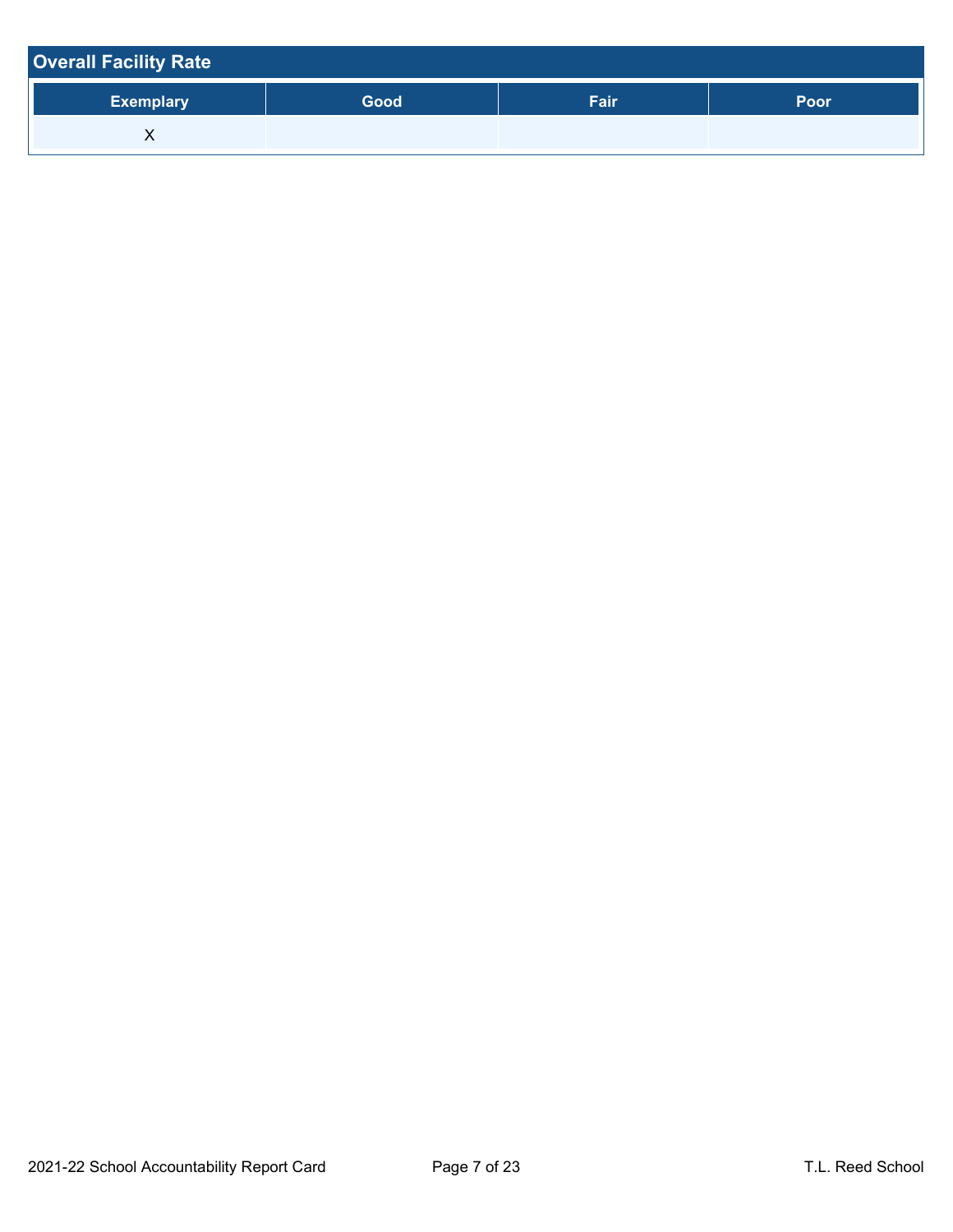## Overall Facility Rate

| Exemplary | Good | Fair | Poor |
|---|---|---|---|
| X | | | |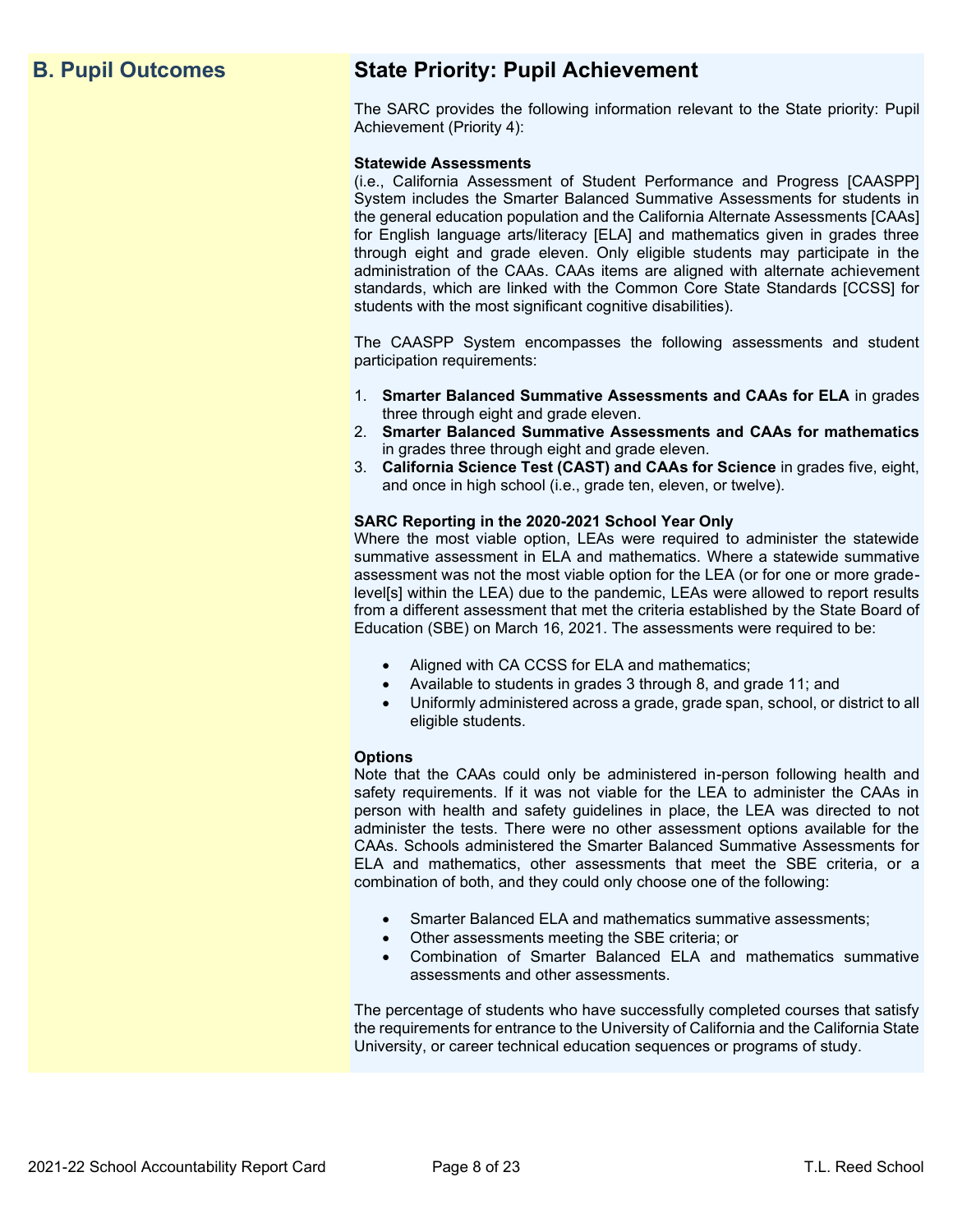## B. Pupil Outcomes

## State Priority: Pupil Achievement

The SARC provides the following information relevant to the State priority: Pupil Achievement (Priority 4):

**Statewide Assessments**
(i.e., California Assessment of Student Performance and Progress [CAASPP] System includes the Smarter Balanced Summative Assessments for students in the general education population and the California Alternate Assessments [CAAs] for English language arts/literacy [ELA] and mathematics given in grades three through eight and grade eleven. Only eligible students may participate in the administration of the CAAs. CAAs items are aligned with alternate achievement standards, which are linked with the Common Core State Standards [CCSS] for students with the most significant cognitive disabilities).

The CAASPP System encompasses the following assessments and student participation requirements:

1. **Smarter Balanced Summative Assessments and CAAs for ELA** in grades three through eight and grade eleven.
2. **Smarter Balanced Summative Assessments and CAAs for mathematics** in grades three through eight and grade eleven.
3. **California Science Test (CAST) and CAAs for Science** in grades five, eight, and once in high school (i.e., grade ten, eleven, or twelve).

**SARC Reporting in the 2020-2021 School Year Only**
Where the most viable option, LEAs were required to administer the statewide summative assessment in ELA and mathematics. Where a statewide summative assessment was not the most viable option for the LEA (or for one or more grade-level[s] within the LEA) due to the pandemic, LEAs were allowed to report results from a different assessment that met the criteria established by the State Board of Education (SBE) on March 16, 2021. The assessments were required to be:

- Aligned with CA CCSS for ELA and mathematics;
- Available to students in grades 3 through 8, and grade 11; and
- Uniformly administered across a grade, grade span, school, or district to all eligible students.

**Options**
Note that the CAAs could only be administered in-person following health and safety requirements. If it was not viable for the LEA to administer the CAAs in person with health and safety guidelines in place, the LEA was directed to not administer the tests. There were no other assessment options available for the CAAs. Schools administered the Smarter Balanced Summative Assessments for ELA and mathematics, other assessments that meet the SBE criteria, or a combination of both, and they could only choose one of the following:

- Smarter Balanced ELA and mathematics summative assessments;
- Other assessments meeting the SBE criteria; or
- Combination of Smarter Balanced ELA and mathematics summative assessments and other assessments.

The percentage of students who have successfully completed courses that satisfy the requirements for entrance to the University of California and the California State University, or career technical education sequences or programs of study.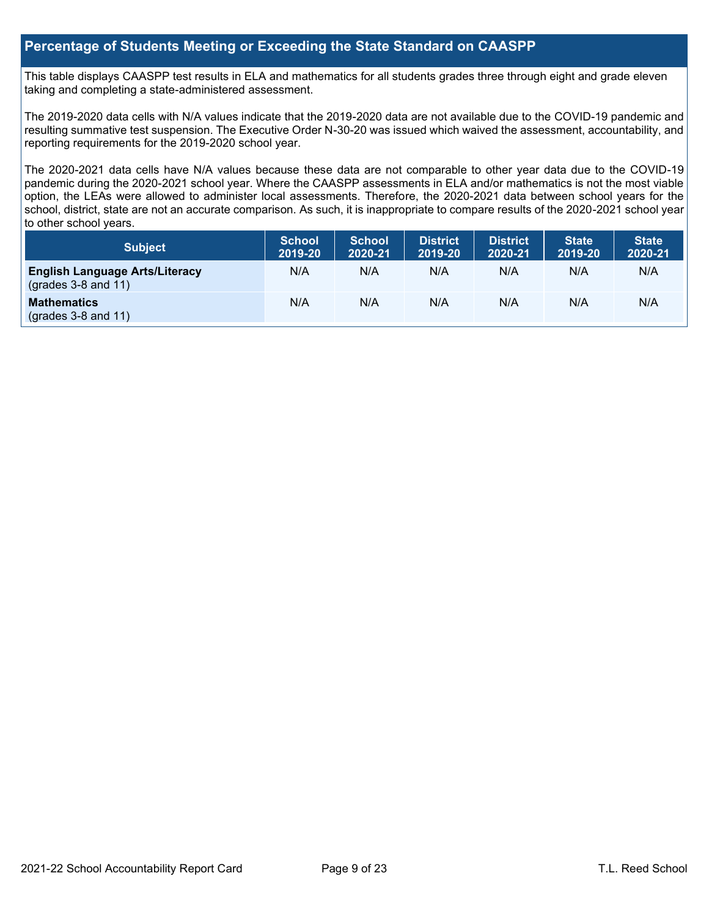## Percentage of Students Meeting or Exceeding the State Standard on CAASPP

This table displays CAASPP test results in ELA and mathematics for all students grades three through eight and grade eleven taking and completing a state-administered assessment.

The 2019-2020 data cells with N/A values indicate that the 2019-2020 data are not available due to the COVID-19 pandemic and resulting summative test suspension. The Executive Order N-30-20 was issued which waived the assessment, accountability, and reporting requirements for the 2019-2020 school year.

The 2020-2021 data cells have N/A values because these data are not comparable to other year data due to the COVID-19 pandemic during the 2020-2021 school year. Where the CAASPP assessments in ELA and/or mathematics is not the most viable option, the LEAs were allowed to administer local assessments. Therefore, the 2020-2021 data between school years for the school, district, state are not an accurate comparison. As such, it is inappropriate to compare results of the 2020-2021 school year to other school years.

| Subject | School 2019-20 | School 2020-21 | District 2019-20 | District 2020-21 | State 2019-20 | State 2020-21 |
|---|---|---|---|---|---|---|
| **English Language Arts/Literacy** (grades 3-8 and 11) | N/A | N/A | N/A | N/A | N/A | N/A |
| **Mathematics** (grades 3-8 and 11) | N/A | N/A | N/A | N/A | N/A | N/A |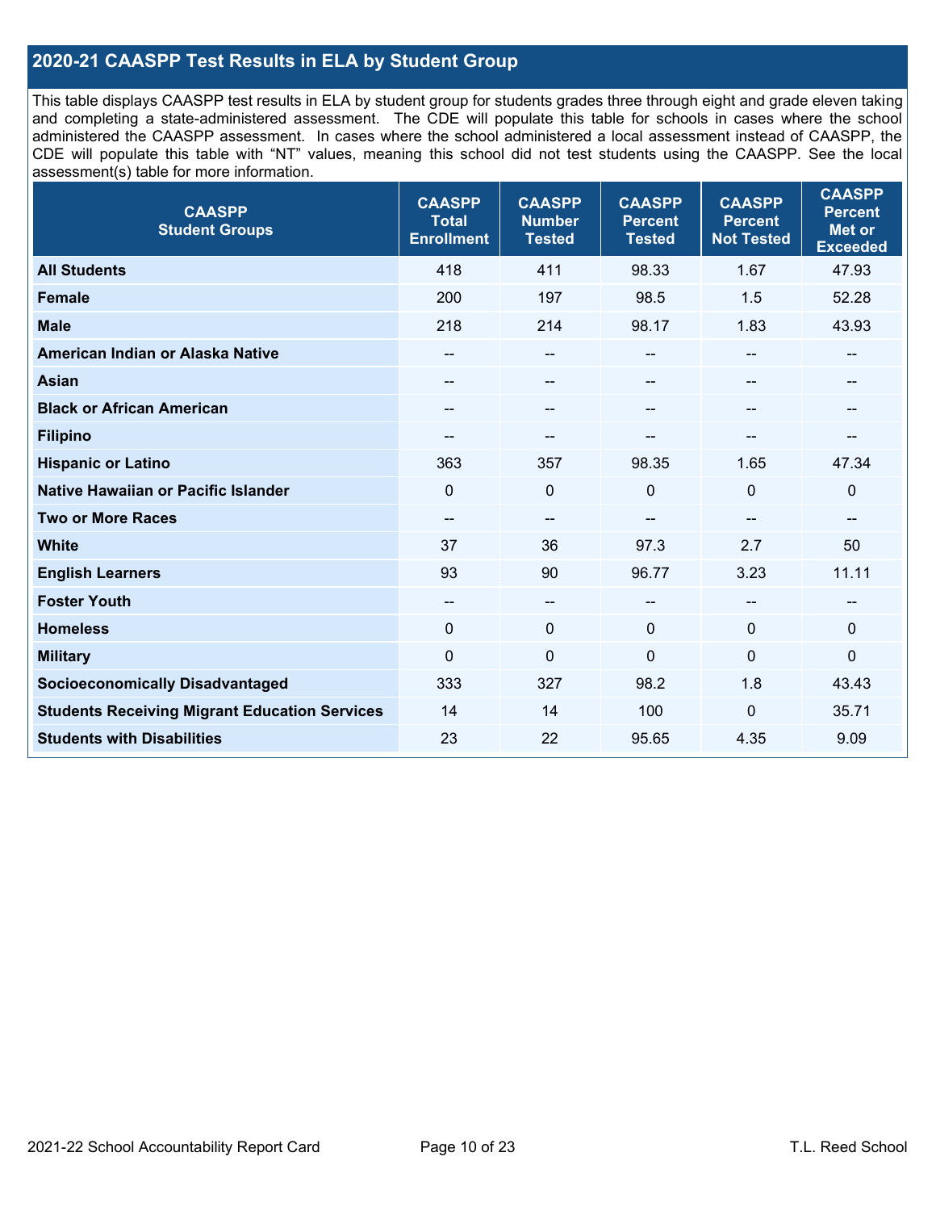## 2020-21 CAASPP Test Results in ELA by Student Group

This table displays CAASPP test results in ELA by student group for students grades three through eight and grade eleven taking and completing a state-administered assessment. The CDE will populate this table for schools in cases where the school administered the CAASPP assessment. In cases where the school administered a local assessment instead of CAASPP, the CDE will populate this table with "NT" values, meaning this school did not test students using the CAASPP. See the local assessment(s) table for more information.

| CAASPP Student Groups | CAASPP Total Enrollment | CAASPP Number Tested | CAASPP Percent Tested | CAASPP Percent Not Tested | CAASPP Percent Met or Exceeded |
|---|---|---|---|---|---|
| **All Students** | 418 | 411 | 98.33 | 1.67 | 47.93 |
| **Female** | 200 | 197 | 98.5 | 1.5 | 52.28 |
| **Male** | 218 | 214 | 98.17 | 1.83 | 43.93 |
| **American Indian or Alaska Native** | -- | -- | -- | -- | -- |
| **Asian** | -- | -- | -- | -- | -- |
| **Black or African American** | -- | -- | -- | -- | -- |
| **Filipino** | -- | -- | -- | -- | -- |
| **Hispanic or Latino** | 363 | 357 | 98.35 | 1.65 | 47.34 |
| **Native Hawaiian or Pacific Islander** | 0 | 0 | 0 | 0 | 0 |
| **Two or More Races** | -- | -- | -- | -- | -- |
| **White** | 37 | 36 | 97.3 | 2.7 | 50 |
| **English Learners** | 93 | 90 | 96.77 | 3.23 | 11.11 |
| **Foster Youth** | -- | -- | -- | -- | -- |
| **Homeless** | 0 | 0 | 0 | 0 | 0 |
| **Military** | 0 | 0 | 0 | 0 | 0 |
| **Socioeconomically Disadvantaged** | 333 | 327 | 98.2 | 1.8 | 43.43 |
| **Students Receiving Migrant Education Services** | 14 | 14 | 100 | 0 | 35.71 |
| **Students with Disabilities** | 23 | 22 | 95.65 | 4.35 | 9.09 |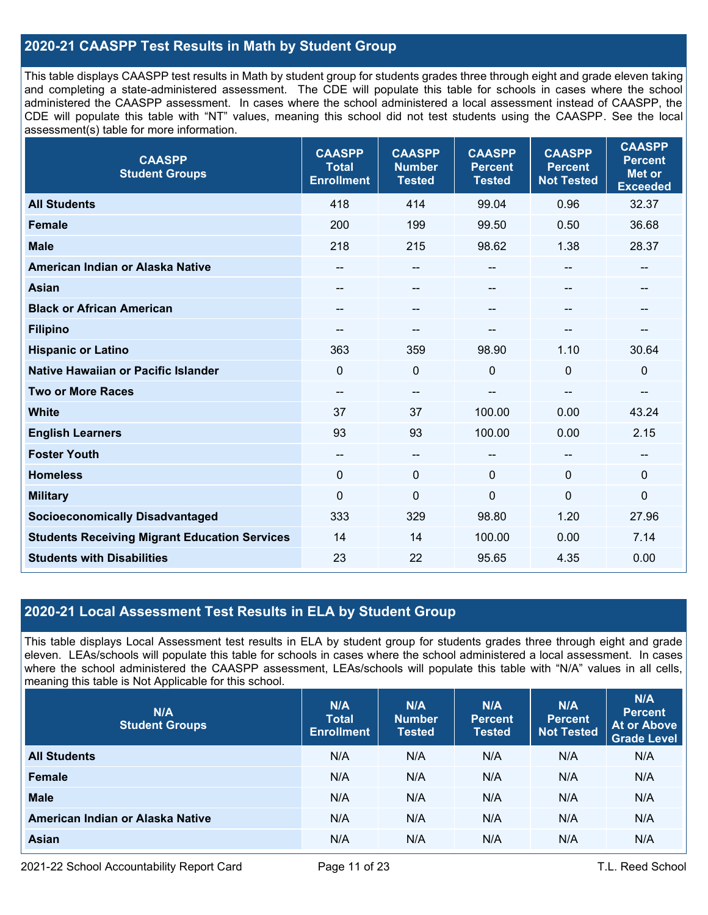## 2020-21 CAASPP Test Results in Math by Student Group

This table displays CAASPP test results in Math by student group for students grades three through eight and grade eleven taking and completing a state-administered assessment. The CDE will populate this table for schools in cases where the school administered the CAASPP assessment. In cases where the school administered a local assessment instead of CAASPP, the CDE will populate this table with "NT" values, meaning this school did not test students using the CAASPP. See the local assessment(s) table for more information.

| CAASPP Student Groups | CAASPP Total Enrollment | CAASPP Number Tested | CAASPP Percent Tested | CAASPP Percent Not Tested | CAASPP Percent Met or Exceeded |
|---|---|---|---|---|---|
| **All Students** | 418 | 414 | 99.04 | 0.96 | 32.37 |
| **Female** | 200 | 199 | 99.50 | 0.50 | 36.68 |
| **Male** | 218 | 215 | 98.62 | 1.38 | 28.37 |
| **American Indian or Alaska Native** | -- | -- | -- | -- | -- |
| **Asian** | -- | -- | -- | -- | -- |
| **Black or African American** | -- | -- | -- | -- | -- |
| **Filipino** | -- | -- | -- | -- | -- |
| **Hispanic or Latino** | 363 | 359 | 98.90 | 1.10 | 30.64 |
| **Native Hawaiian or Pacific Islander** | 0 | 0 | 0 | 0 | 0 |
| **Two or More Races** | -- | -- | -- | -- | -- |
| **White** | 37 | 37 | 100.00 | 0.00 | 43.24 |
| **English Learners** | 93 | 93 | 100.00 | 0.00 | 2.15 |
| **Foster Youth** | -- | -- | -- | -- | -- |
| **Homeless** | 0 | 0 | 0 | 0 | 0 |
| **Military** | 0 | 0 | 0 | 0 | 0 |
| **Socioeconomically Disadvantaged** | 333 | 329 | 98.80 | 1.20 | 27.96 |
| **Students Receiving Migrant Education Services** | 14 | 14 | 100.00 | 0.00 | 7.14 |
| **Students with Disabilities** | 23 | 22 | 95.65 | 4.35 | 0.00 |

## 2020-21 Local Assessment Test Results in ELA by Student Group

This table displays Local Assessment test results in ELA by student group for students grades three through eight and grade eleven. LEAs/schools will populate this table for schools in cases where the school administered a local assessment. In cases where the school administered the CAASPP assessment, LEAs/schools will populate this table with "N/A" values in all cells, meaning this table is Not Applicable for this school.

| N/A Student Groups | N/A Total Enrollment | N/A Number Tested | N/A Percent Tested | N/A Percent Not Tested | N/A Percent At or Above Grade Level |
|---|---|---|---|---|---|
| **All Students** | N/A | N/A | N/A | N/A | N/A |
| **Female** | N/A | N/A | N/A | N/A | N/A |
| **Male** | N/A | N/A | N/A | N/A | N/A |
| **American Indian or Alaska Native** | N/A | N/A | N/A | N/A | N/A |
| **Asian** | N/A | N/A | N/A | N/A | N/A |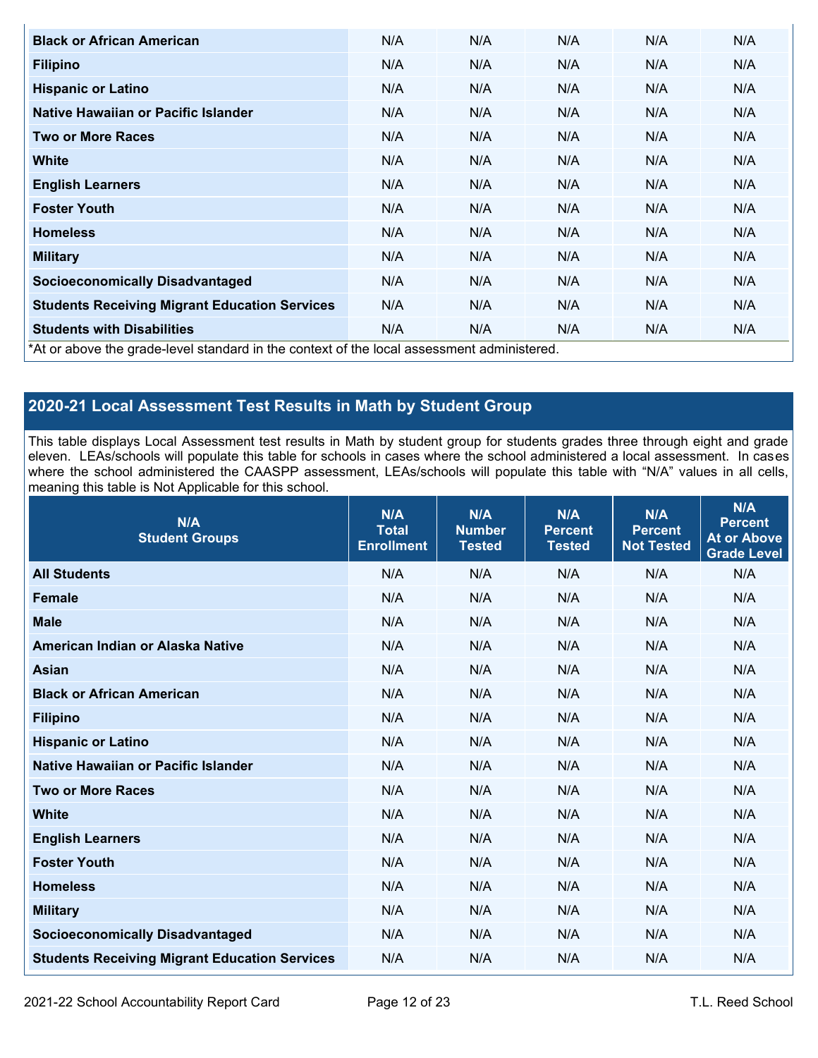| Black or African American | N/A | N/A | N/A | N/A | N/A |
|---|---|---|---|---|---|
| Filipino | N/A | N/A | N/A | N/A | N/A |
| Hispanic or Latino | N/A | N/A | N/A | N/A | N/A |
| Native Hawaiian or Pacific Islander | N/A | N/A | N/A | N/A | N/A |
| Two or More Races | N/A | N/A | N/A | N/A | N/A |
| White | N/A | N/A | N/A | N/A | N/A |
| English Learners | N/A | N/A | N/A | N/A | N/A |
| Foster Youth | N/A | N/A | N/A | N/A | N/A |
| Homeless | N/A | N/A | N/A | N/A | N/A |
| Military | N/A | N/A | N/A | N/A | N/A |
| Socioeconomically Disadvantaged | N/A | N/A | N/A | N/A | N/A |
| Students Receiving Migrant Education Services | N/A | N/A | N/A | N/A | N/A |
| Students with Disabilities | N/A | N/A | N/A | N/A | N/A |

*At or above the grade-level standard in the context of the local assessment administered.

## 2020-21 Local Assessment Test Results in Math by Student Group

This table displays Local Assessment test results in Math by student group for students grades three through eight and grade eleven. LEAs/schools will populate this table for schools in cases where the school administered a local assessment. In cases where the school administered the CAASPP assessment, LEAs/schools will populate this table with "N/A" values in all cells, meaning this table is Not Applicable for this school.

| N/A Student Groups | N/A Total Enrollment | N/A Number Tested | N/A Percent Tested | N/A Percent Not Tested | N/A Percent At or Above Grade Level |
|---|---|---|---|---|---|
| All Students | N/A | N/A | N/A | N/A | N/A |
| Female | N/A | N/A | N/A | N/A | N/A |
| Male | N/A | N/A | N/A | N/A | N/A |
| American Indian or Alaska Native | N/A | N/A | N/A | N/A | N/A |
| Asian | N/A | N/A | N/A | N/A | N/A |
| Black or African American | N/A | N/A | N/A | N/A | N/A |
| Filipino | N/A | N/A | N/A | N/A | N/A |
| Hispanic or Latino | N/A | N/A | N/A | N/A | N/A |
| Native Hawaiian or Pacific Islander | N/A | N/A | N/A | N/A | N/A |
| Two or More Races | N/A | N/A | N/A | N/A | N/A |
| White | N/A | N/A | N/A | N/A | N/A |
| English Learners | N/A | N/A | N/A | N/A | N/A |
| Foster Youth | N/A | N/A | N/A | N/A | N/A |
| Homeless | N/A | N/A | N/A | N/A | N/A |
| Military | N/A | N/A | N/A | N/A | N/A |
| Socioeconomically Disadvantaged | N/A | N/A | N/A | N/A | N/A |
| Students Receiving Migrant Education Services | N/A | N/A | N/A | N/A | N/A |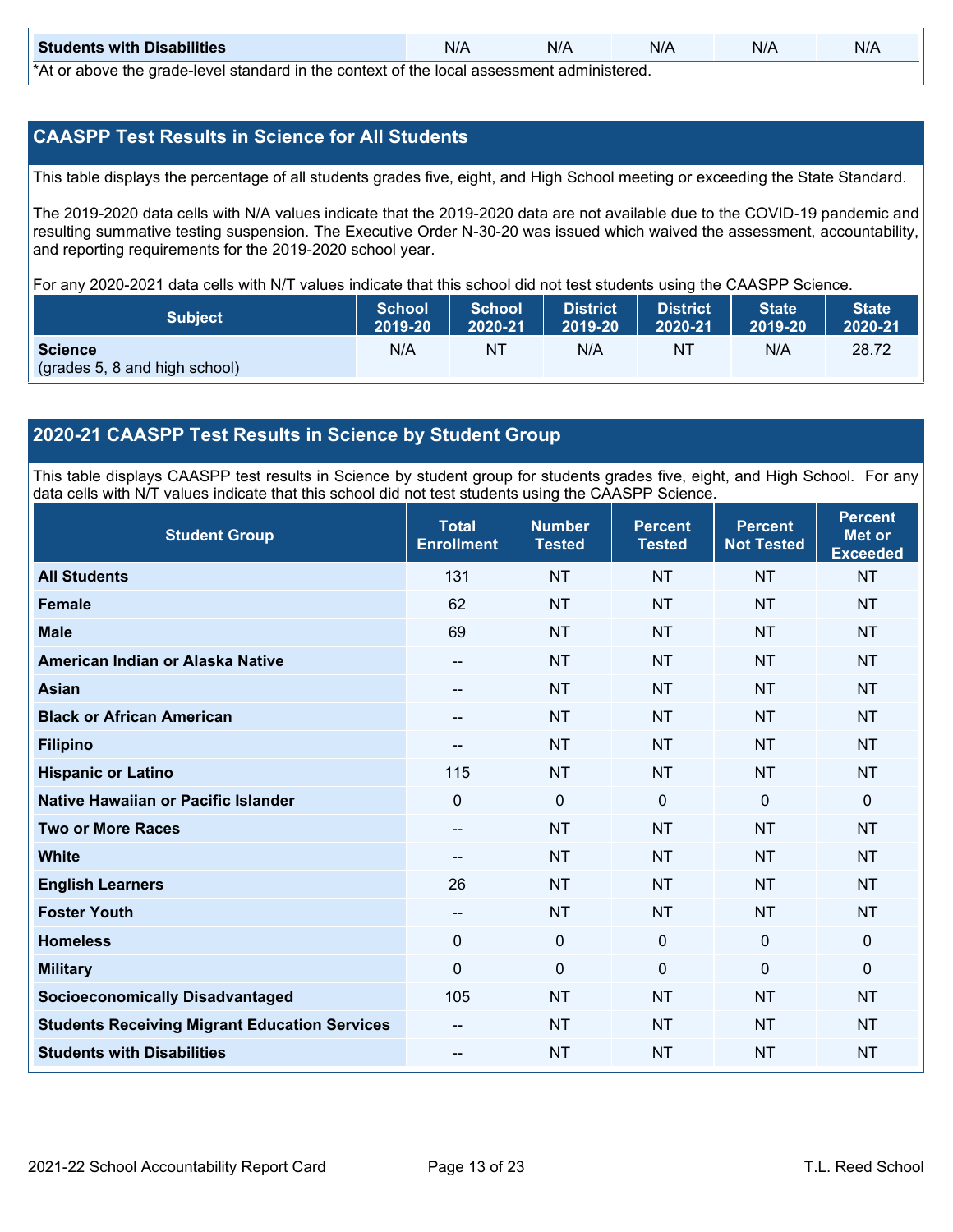| Students with Disabilities | N/A | N/A | N/A | N/A | N/A |
|---|---|---|---|---|---|

*At or above the grade-level standard in the context of the local assessment administered.

## CAASPP Test Results in Science for All Students

This table displays the percentage of all students grades five, eight, and High School meeting or exceeding the State Standard.

The 2019-2020 data cells with N/A values indicate that the 2019-2020 data are not available due to the COVID-19 pandemic and resulting summative testing suspension. The Executive Order N-30-20 was issued which waived the assessment, accountability, and reporting requirements for the 2019-2020 school year.

For any 2020-2021 data cells with N/T values indicate that this school did not test students using the CAASPP Science.

| Subject | School 2019-20 | School 2020-21 | District 2019-20 | District 2020-21 | State 2019-20 | State 2020-21 |
|---|---|---|---|---|---|---|
| **Science** (grades 5, 8 and high school) | N/A | NT | N/A | NT | N/A | 28.72 |

## 2020-21 CAASPP Test Results in Science by Student Group

This table displays CAASPP test results in Science by student group for students grades five, eight, and High School. For any data cells with N/T values indicate that this school did not test students using the CAASPP Science.

| Student Group | Total Enrollment | Number Tested | Percent Tested | Percent Not Tested | Percent Met or Exceeded |
|---|---|---|---|---|---|
| **All Students** | 131 | NT | NT | NT | NT |
| **Female** | 62 | NT | NT | NT | NT |
| **Male** | 69 | NT | NT | NT | NT |
| **American Indian or Alaska Native** | -- | NT | NT | NT | NT |
| **Asian** | -- | NT | NT | NT | NT |
| **Black or African American** | -- | NT | NT | NT | NT |
| **Filipino** | -- | NT | NT | NT | NT |
| **Hispanic or Latino** | 115 | NT | NT | NT | NT |
| **Native Hawaiian or Pacific Islander** | 0 | 0 | 0 | 0 | 0 |
| **Two or More Races** | -- | NT | NT | NT | NT |
| **White** | -- | NT | NT | NT | NT |
| **English Learners** | 26 | NT | NT | NT | NT |
| **Foster Youth** | -- | NT | NT | NT | NT |
| **Homeless** | 0 | 0 | 0 | 0 | 0 |
| **Military** | 0 | 0 | 0 | 0 | 0 |
| **Socioeconomically Disadvantaged** | 105 | NT | NT | NT | NT |
| **Students Receiving Migrant Education Services** | -- | NT | NT | NT | NT |
| **Students with Disabilities** | -- | NT | NT | NT | NT |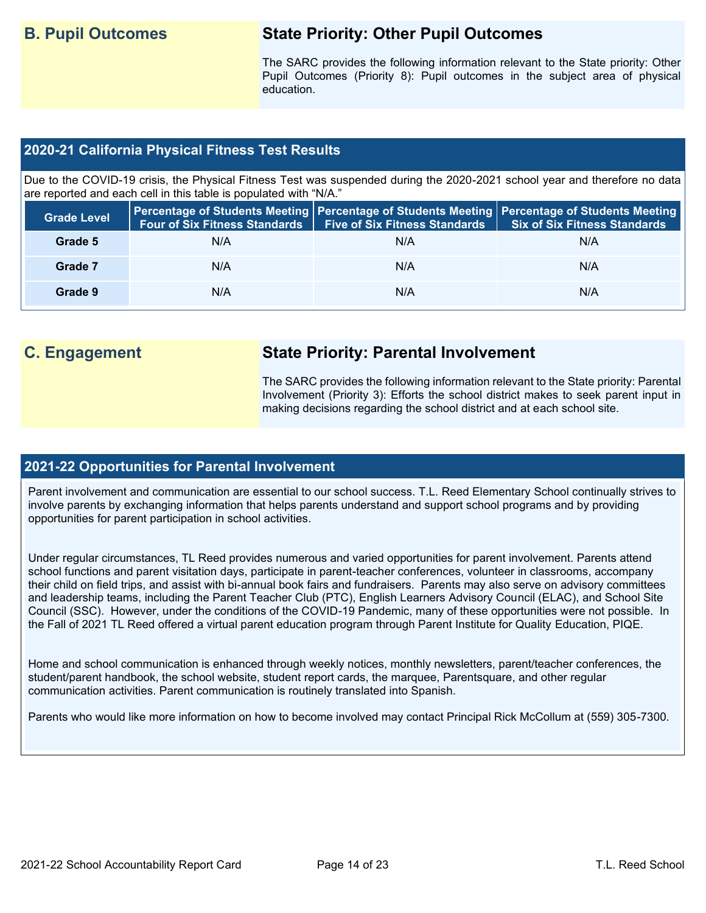## B. Pupil Outcomes

### State Priority: Other Pupil Outcomes

The SARC provides the following information relevant to the State priority: Other Pupil Outcomes (Priority 8): Pupil outcomes in the subject area of physical education.

### 2020-21 California Physical Fitness Test Results

Due to the COVID-19 crisis, the Physical Fitness Test was suspended during the 2020-2021 school year and therefore no data are reported and each cell in this table is populated with "N/A."

| Grade Level | Percentage of Students Meeting Four of Six Fitness Standards | Percentage of Students Meeting Five of Six Fitness Standards | Percentage of Students Meeting Six of Six Fitness Standards |
|---|---|---|---|
| Grade 5 | N/A | N/A | N/A |
| Grade 7 | N/A | N/A | N/A |
| Grade 9 | N/A | N/A | N/A |

## C. Engagement

### State Priority: Parental Involvement

The SARC provides the following information relevant to the State priority: Parental Involvement (Priority 3): Efforts the school district makes to seek parent input in making decisions regarding the school district and at each school site.

### 2021-22 Opportunities for Parental Involvement

Parent involvement and communication are essential to our school success. T.L. Reed Elementary School continually strives to involve parents by exchanging information that helps parents understand and support school programs and by providing opportunities for parent participation in school activities.

Under regular circumstances, TL Reed provides numerous and varied opportunities for parent involvement. Parents attend school functions and parent visitation days, participate in parent-teacher conferences, volunteer in classrooms, accompany their child on field trips, and assist with bi-annual book fairs and fundraisers. Parents may also serve on advisory committees and leadership teams, including the Parent Teacher Club (PTC), English Learners Advisory Council (ELAC), and School Site Council (SSC). However, under the conditions of the COVID-19 Pandemic, many of these opportunities were not possible. In the Fall of 2021 TL Reed offered a virtual parent education program through Parent Institute for Quality Education, PIQE.

Home and school communication is enhanced through weekly notices, monthly newsletters, parent/teacher conferences, the student/parent handbook, the school website, student report cards, the marquee, Parentsquare, and other regular communication activities. Parent communication is routinely translated into Spanish.

Parents who would like more information on how to become involved may contact Principal Rick McCollum at (559) 305-7300.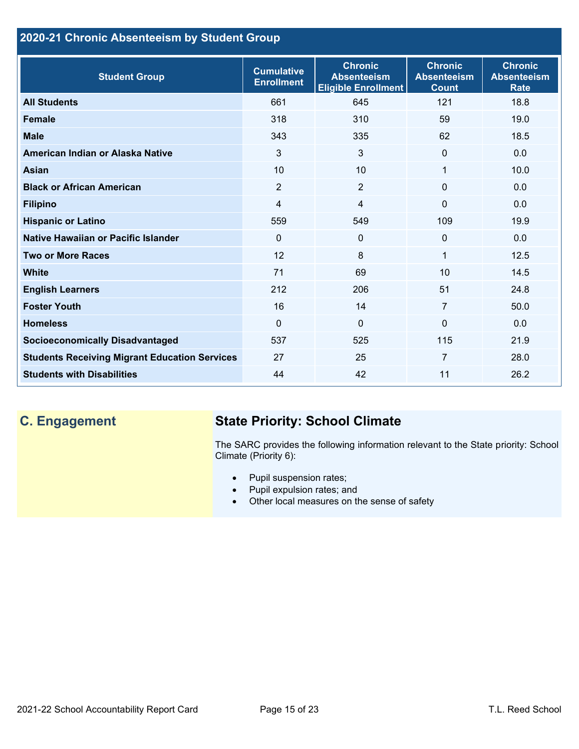## 2020-21 Chronic Absenteeism by Student Group

| Student Group | Cumulative Enrollment | Chronic Absenteeism Eligible Enrollment | Chronic Absenteeism Count | Chronic Absenteeism Rate |
|---|---|---|---|---|
| **All Students** | 661 | 645 | 121 | 18.8 |
| **Female** | 318 | 310 | 59 | 19.0 |
| **Male** | 343 | 335 | 62 | 18.5 |
| **American Indian or Alaska Native** | 3 | 3 | 0 | 0.0 |
| **Asian** | 10 | 10 | 1 | 10.0 |
| **Black or African American** | 2 | 2 | 0 | 0.0 |
| **Filipino** | 4 | 4 | 0 | 0.0 |
| **Hispanic or Latino** | 559 | 549 | 109 | 19.9 |
| **Native Hawaiian or Pacific Islander** | 0 | 0 | 0 | 0.0 |
| **Two or More Races** | 12 | 8 | 1 | 12.5 |
| **White** | 71 | 69 | 10 | 14.5 |
| **English Learners** | 212 | 206 | 51 | 24.8 |
| **Foster Youth** | 16 | 14 | 7 | 50.0 |
| **Homeless** | 0 | 0 | 0 | 0.0 |
| **Socioeconomically Disadvantaged** | 537 | 525 | 115 | 21.9 |
| **Students Receiving Migrant Education Services** | 27 | 25 | 7 | 28.0 |
| **Students with Disabilities** | 44 | 42 | 11 | 26.2 |

## C. Engagement

## State Priority: School Climate

The SARC provides the following information relevant to the State priority: School Climate (Priority 6):

- Pupil suspension rates;
- Pupil expulsion rates; and
- Other local measures on the sense of safety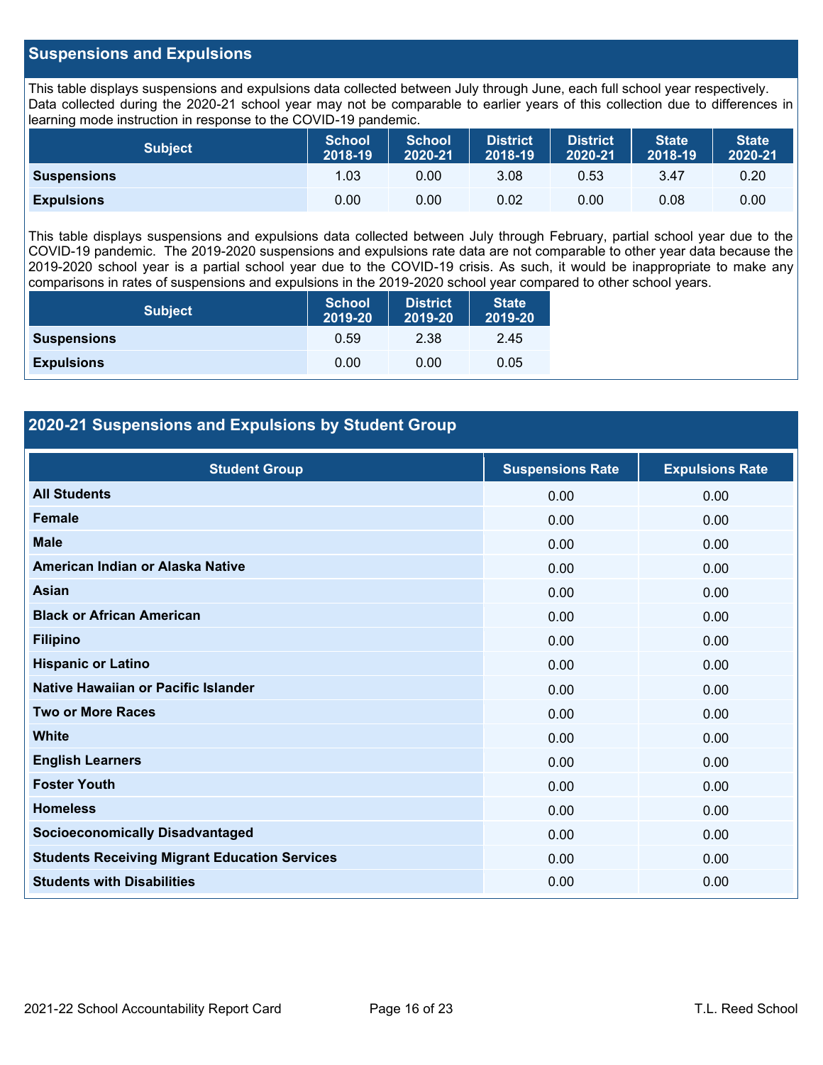## Suspensions and Expulsions

This table displays suspensions and expulsions data collected between July through June, each full school year respectively. Data collected during the 2020-21 school year may not be comparable to earlier years of this collection due to differences in learning mode instruction in response to the COVID-19 pandemic.

| Subject | School 2018-19 | School 2020-21 | District 2018-19 | District 2020-21 | State 2018-19 | State 2020-21 |
|---|---|---|---|---|---|---|
| **Suspensions** | 1.03 | 0.00 | 3.08 | 0.53 | 3.47 | 0.20 |
| **Expulsions** | 0.00 | 0.00 | 0.02 | 0.00 | 0.08 | 0.00 |

This table displays suspensions and expulsions data collected between July through February, partial school year due to the COVID-19 pandemic. The 2019-2020 suspensions and expulsions rate data are not comparable to other year data because the 2019-2020 school year is a partial school year due to the COVID-19 crisis. As such, it would be inappropriate to make any comparisons in rates of suspensions and expulsions in the 2019-2020 school year compared to other school years.

| Subject | School 2019-20 | District 2019-20 | State 2019-20 |
|---|---|---|---|
| **Suspensions** | 0.59 | 2.38 | 2.45 |
| **Expulsions** | 0.00 | 0.00 | 0.05 |

## 2020-21 Suspensions and Expulsions by Student Group

| Student Group | Suspensions Rate | Expulsions Rate |
|---|---|---|
| **All Students** | 0.00 | 0.00 |
| **Female** | 0.00 | 0.00 |
| **Male** | 0.00 | 0.00 |
| **American Indian or Alaska Native** | 0.00 | 0.00 |
| **Asian** | 0.00 | 0.00 |
| **Black or African American** | 0.00 | 0.00 |
| **Filipino** | 0.00 | 0.00 |
| **Hispanic or Latino** | 0.00 | 0.00 |
| **Native Hawaiian or Pacific Islander** | 0.00 | 0.00 |
| **Two or More Races** | 0.00 | 0.00 |
| **White** | 0.00 | 0.00 |
| **English Learners** | 0.00 | 0.00 |
| **Foster Youth** | 0.00 | 0.00 |
| **Homeless** | 0.00 | 0.00 |
| **Socioeconomically Disadvantaged** | 0.00 | 0.00 |
| **Students Receiving Migrant Education Services** | 0.00 | 0.00 |
| **Students with Disabilities** | 0.00 | 0.00 |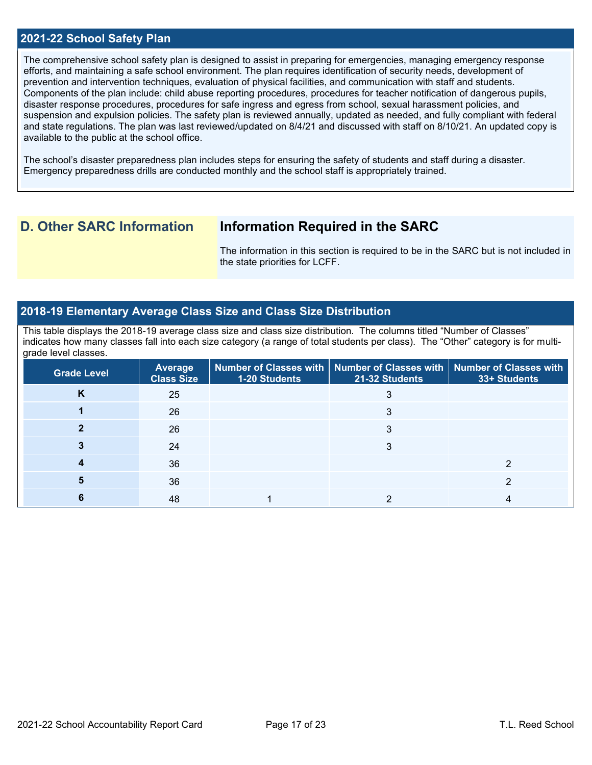## 2021-22 School Safety Plan

The comprehensive school safety plan is designed to assist in preparing for emergencies, managing emergency response efforts, and maintaining a safe school environment. The plan requires identification of security needs, development of prevention and intervention techniques, evaluation of physical facilities, and communication with staff and students. Components of the plan include: child abuse reporting procedures, procedures for teacher notification of dangerous pupils, disaster response procedures, procedures for safe ingress and egress from school, sexual harassment policies, and suspension and expulsion policies. The safety plan is reviewed annually, updated as needed, and fully compliant with federal and state regulations. The plan was last reviewed/updated on 8/4/21 and discussed with staff on 8/10/21. An updated copy is available to the public at the school office.

The school's disaster preparedness plan includes steps for ensuring the safety of students and staff during a disaster. Emergency preparedness drills are conducted monthly and the school staff is appropriately trained.

# D. Other SARC Information

## Information Required in the SARC

The information in this section is required to be in the SARC but is not included in the state priorities for LCFF.

## 2018-19 Elementary Average Class Size and Class Size Distribution

This table displays the 2018-19 average class size and class size distribution. The columns titled "Number of Classes" indicates how many classes fall into each size category (a range of total students per class). The "Other" category is for multi-grade level classes.

| Grade Level | Average Class Size | Number of Classes with 1-20 Students | Number of Classes with 21-32 Students | Number of Classes with 33+ Students |
|---|---|---|---|---|
| K | 25 | | 3 | |
| 1 | 26 | | 3 | |
| 2 | 26 | | 3 | |
| 3 | 24 | | 3 | |
| 4 | 36 | | | 2 |
| 5 | 36 | | | 2 |
| 6 | 48 | 1 | 2 | 4 |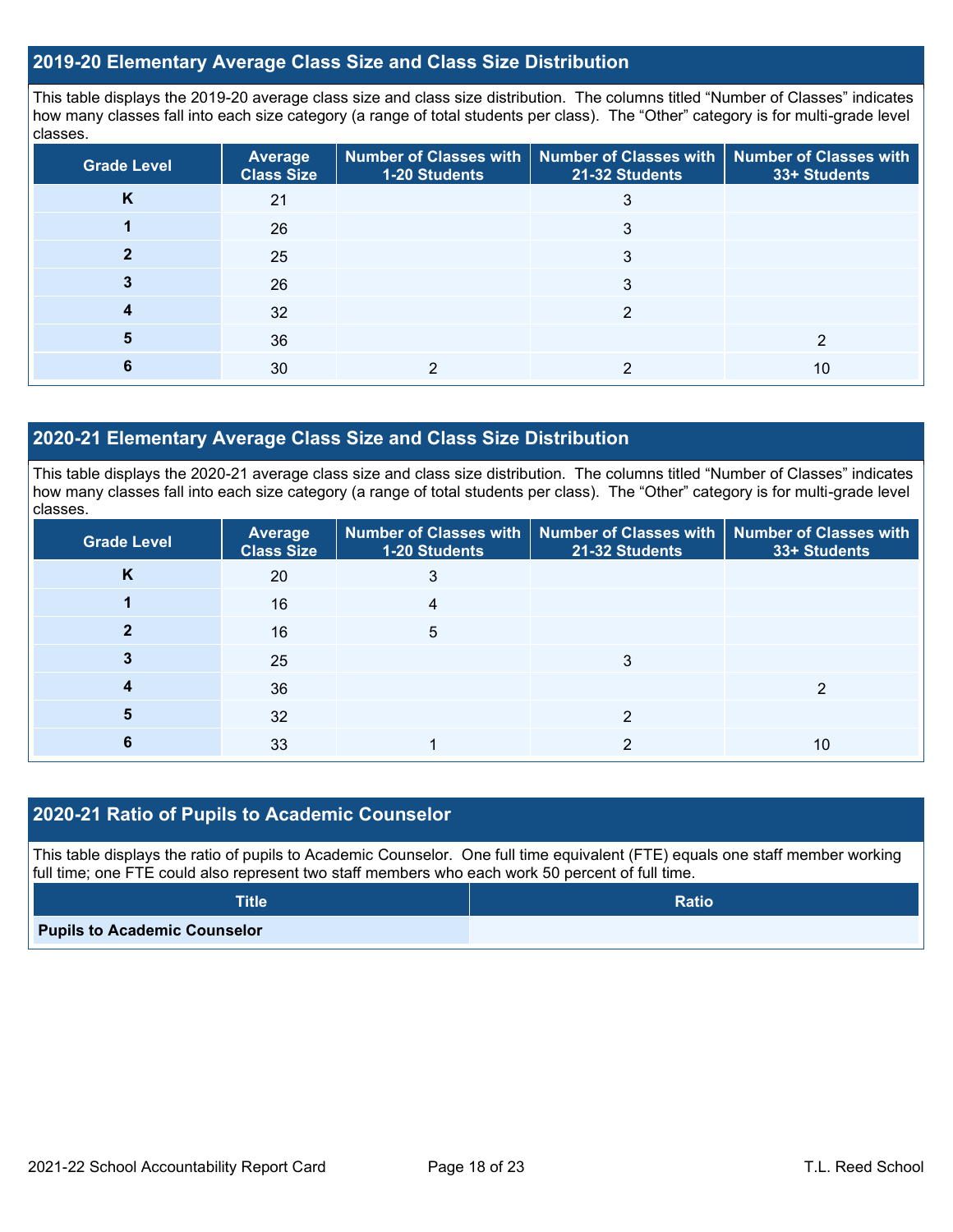## 2019-20 Elementary Average Class Size and Class Size Distribution

This table displays the 2019-20 average class size and class size distribution. The columns titled "Number of Classes" indicates how many classes fall into each size category (a range of total students per class). The "Other" category is for multi-grade level classes.

| Grade Level | Average Class Size | Number of Classes with 1-20 Students | Number of Classes with 21-32 Students | Number of Classes with 33+ Students |
|---|---|---|---|---|
| **K** | 21 | | 3 | |
| **1** | 26 | | 3 | |
| **2** | 25 | | 3 | |
| **3** | 26 | | 3 | |
| **4** | 32 | | 2 | |
| **5** | 36 | | | 2 |
| **6** | 30 | 2 | 2 | 10 |

## 2020-21 Elementary Average Class Size and Class Size Distribution

This table displays the 2020-21 average class size and class size distribution. The columns titled "Number of Classes" indicates how many classes fall into each size category (a range of total students per class). The "Other" category is for multi-grade level classes.

| Grade Level | Average Class Size | Number of Classes with 1-20 Students | Number of Classes with 21-32 Students | Number of Classes with 33+ Students |
|---|---|---|---|---|
| **K** | 20 | 3 | | |
| **1** | 16 | 4 | | |
| **2** | 16 | 5 | | |
| **3** | 25 | | 3 | |
| **4** | 36 | | | 2 |
| **5** | 32 | | 2 | |
| **6** | 33 | 1 | 2 | 10 |

## 2020-21 Ratio of Pupils to Academic Counselor

This table displays the ratio of pupils to Academic Counselor. One full time equivalent (FTE) equals one staff member working full time; one FTE could also represent two staff members who each work 50 percent of full time.

| Title | Ratio |
|---|---|
| **Pupils to Academic Counselor** | |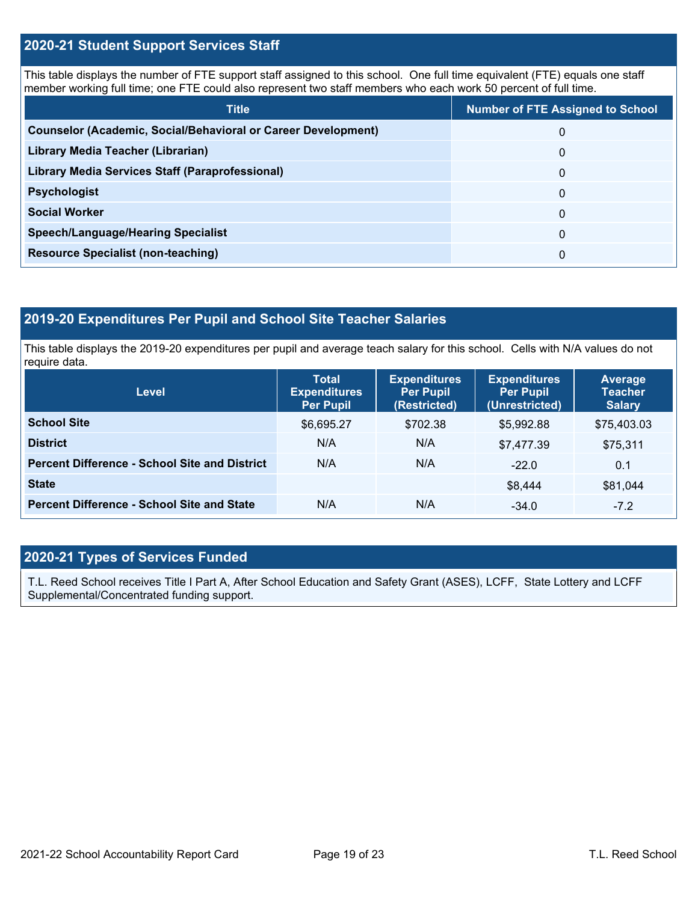## 2020-21 Student Support Services Staff

This table displays the number of FTE support staff assigned to this school. One full time equivalent (FTE) equals one staff member working full time; one FTE could also represent two staff members who each work 50 percent of full time.

| Title | Number of FTE Assigned to School |
|---|---|
| Counselor (Academic, Social/Behavioral or Career Development) | 0 |
| Library Media Teacher (Librarian) | 0 |
| Library Media Services Staff (Paraprofessional) | 0 |
| Psychologist | 0 |
| Social Worker | 0 |
| Speech/Language/Hearing Specialist | 0 |
| Resource Specialist (non-teaching) | 0 |

## 2019-20 Expenditures Per Pupil and School Site Teacher Salaries

This table displays the 2019-20 expenditures per pupil and average teach salary for this school. Cells with N/A values do not require data.

| Level | Total Expenditures Per Pupil | Expenditures Per Pupil (Restricted) | Expenditures Per Pupil (Unrestricted) | Average Teacher Salary |
|---|---|---|---|---|
| School Site | $6,695.27 | $702.38 | $5,992.88 | $75,403.03 |
| District | N/A | N/A | $7,477.39 | $75,311 |
| Percent Difference - School Site and District | N/A | N/A | -22.0 | 0.1 |
| State | | | $8,444 | $81,044 |
| Percent Difference - School Site and State | N/A | N/A | -34.0 | -7.2 |

## 2020-21 Types of Services Funded

T.L. Reed School receives Title I Part A, After School Education and Safety Grant (ASES), LCFF, State Lottery and LCFF Supplemental/Concentrated funding support.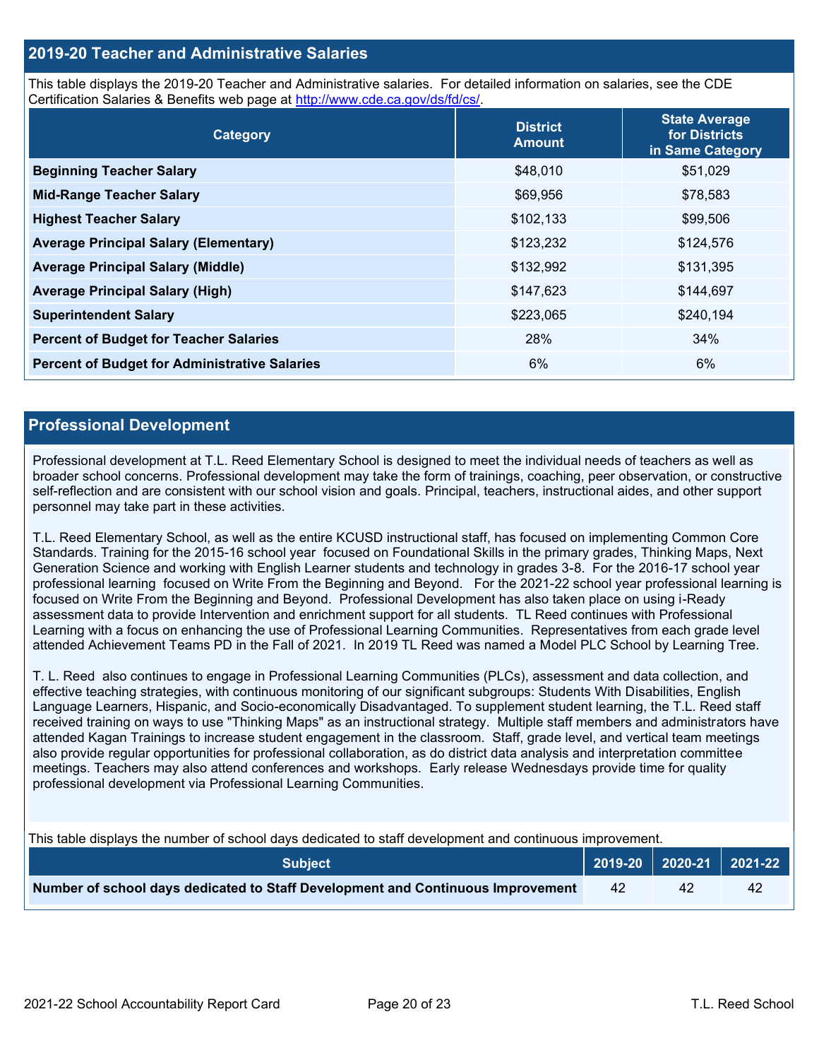## 2019-20 Teacher and Administrative Salaries

This table displays the 2019-20 Teacher and Administrative salaries. For detailed information on salaries, see the CDE Certification Salaries & Benefits web page at http://www.cde.ca.gov/ds/fd/cs/.

| Category | District Amount | State Average for Districts in Same Category |
|---|---|---|
| Beginning Teacher Salary | $48,010 | $51,029 |
| Mid-Range Teacher Salary | $69,956 | $78,583 |
| Highest Teacher Salary | $102,133 | $99,506 |
| Average Principal Salary (Elementary) | $123,232 | $124,576 |
| Average Principal Salary (Middle) | $132,992 | $131,395 |
| Average Principal Salary (High) | $147,623 | $144,697 |
| Superintendent Salary | $223,065 | $240,194 |
| Percent of Budget for Teacher Salaries | 28% | 34% |
| Percent of Budget for Administrative Salaries | 6% | 6% |

## Professional Development

Professional development at T.L. Reed Elementary School is designed to meet the individual needs of teachers as well as broader school concerns. Professional development may take the form of trainings, coaching, peer observation, or constructive self-reflection and are consistent with our school vision and goals. Principal, teachers, instructional aides, and other support personnel may take part in these activities.

T.L. Reed Elementary School, as well as the entire KCUSD instructional staff, has focused on implementing Common Core Standards. Training for the 2015-16 school year focused on Foundational Skills in the primary grades, Thinking Maps, Next Generation Science and working with English Learner students and technology in grades 3-8. For the 2016-17 school year professional learning focused on Write From the Beginning and Beyond. For the 2021-22 school year professional learning is focused on Write From the Beginning and Beyond. Professional Development has also taken place on using i-Ready assessment data to provide Intervention and enrichment support for all students. TL Reed continues with Professional Learning with a focus on enhancing the use of Professional Learning Communities. Representatives from each grade level attended Achievement Teams PD in the Fall of 2021. In 2019 TL Reed was named a Model PLC School by Learning Tree.

T. L. Reed also continues to engage in Professional Learning Communities (PLCs), assessment and data collection, and effective teaching strategies, with continuous monitoring of our significant subgroups: Students With Disabilities, English Language Learners, Hispanic, and Socio-economically Disadvantaged. To supplement student learning, the T.L. Reed staff received training on ways to use "Thinking Maps" as an instructional strategy. Multiple staff members and administrators have attended Kagan Trainings to increase student engagement in the classroom. Staff, grade level, and vertical team meetings also provide regular opportunities for professional collaboration, as do district data analysis and interpretation committee meetings. Teachers may also attend conferences and workshops. Early release Wednesdays provide time for quality professional development via Professional Learning Communities.

This table displays the number of school days dedicated to staff development and continuous improvement.

| Subject | 2019-20 | 2020-21 | 2021-22 |
|---|---|---|---|
| Number of school days dedicated to Staff Development and Continuous Improvement | 42 | 42 | 42 |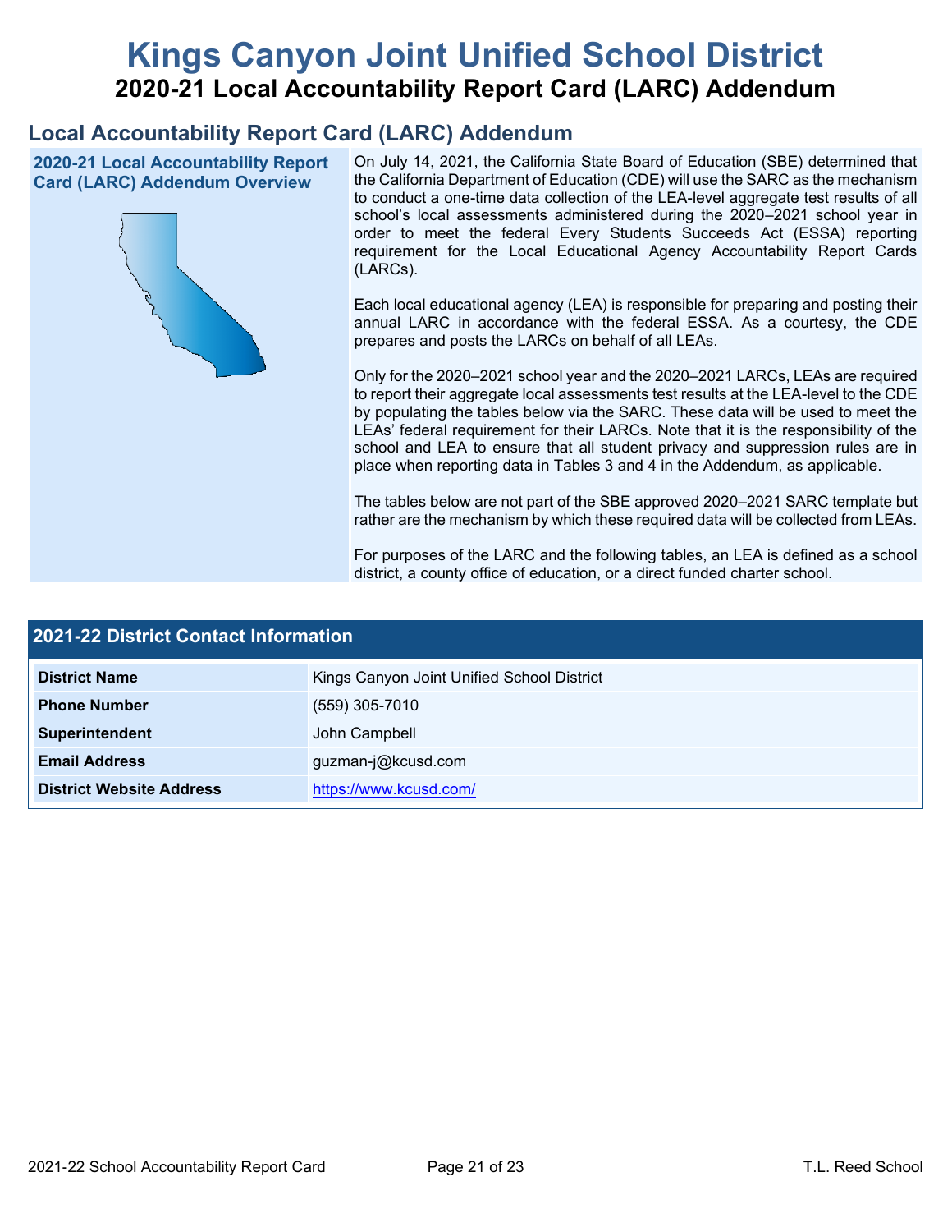# Kings Canyon Joint Unified School District

## 2020-21 Local Accountability Report Card (LARC) Addendum

## Local Accountability Report Card (LARC) Addendum

### 2020-21 Local Accountability Report Card (LARC) Addendum Overview

On July 14, 2021, the California State Board of Education (SBE) determined that the California Department of Education (CDE) will use the SARC as the mechanism to conduct a one-time data collection of the LEA-level aggregate test results of all school's local assessments administered during the 2020–2021 school year in order to meet the federal Every Students Succeeds Act (ESSA) reporting requirement for the Local Educational Agency Accountability Report Cards (LARCs).

Each local educational agency (LEA) is responsible for preparing and posting their annual LARC in accordance with the federal ESSA. As a courtesy, the CDE prepares and posts the LARCs on behalf of all LEAs.

Only for the 2020–2021 school year and the 2020–2021 LARCs, LEAs are required to report their aggregate local assessments test results at the LEA-level to the CDE by populating the tables below via the SARC. These data will be used to meet the LEAs' federal requirement for their LARCs. Note that it is the responsibility of the school and LEA to ensure that all student privacy and suppression rules are in place when reporting data in Tables 3 and 4 in the Addendum, as applicable.

The tables below are not part of the SBE approved 2020–2021 SARC template but rather are the mechanism by which these required data will be collected from LEAs.

For purposes of the LARC and the following tables, an LEA is defined as a school district, a county office of education, or a direct funded charter school.

### 2021-22 District Contact Information

| 2021-22 District Contact Information | |
|---|---|
| **District Name** | Kings Canyon Joint Unified School District |
| **Phone Number** | (559) 305-7010 |
| **Superintendent** | John Campbell |
| **Email Address** | guzman-j@kcusd.com |
| **District Website Address** | https://www.kcusd.com/ |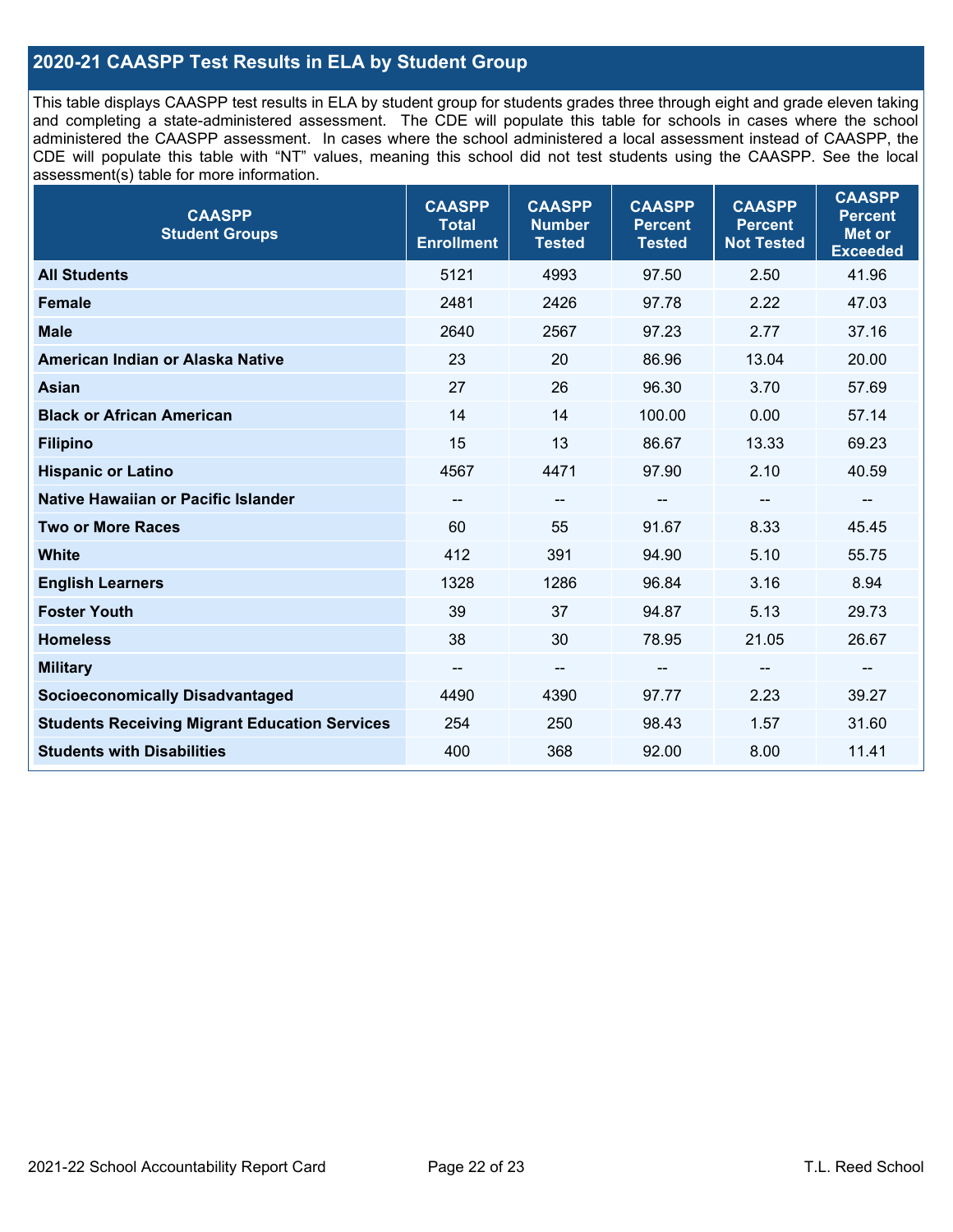## 2020-21 CAASPP Test Results in ELA by Student Group

This table displays CAASPP test results in ELA by student group for students grades three through eight and grade eleven taking and completing a state-administered assessment. The CDE will populate this table for schools in cases where the school administered the CAASPP assessment. In cases where the school administered a local assessment instead of CAASPP, the CDE will populate this table with "NT" values, meaning this school did not test students using the CAASPP. See the local assessment(s) table for more information.

| CAASPP Student Groups | CAASPP Total Enrollment | CAASPP Number Tested | CAASPP Percent Tested | CAASPP Percent Not Tested | CAASPP Percent Met or Exceeded |
|---|---|---|---|---|---|
| **All Students** | 5121 | 4993 | 97.50 | 2.50 | 41.96 |
| **Female** | 2481 | 2426 | 97.78 | 2.22 | 47.03 |
| **Male** | 2640 | 2567 | 97.23 | 2.77 | 37.16 |
| **American Indian or Alaska Native** | 23 | 20 | 86.96 | 13.04 | 20.00 |
| **Asian** | 27 | 26 | 96.30 | 3.70 | 57.69 |
| **Black or African American** | 14 | 14 | 100.00 | 0.00 | 57.14 |
| **Filipino** | 15 | 13 | 86.67 | 13.33 | 69.23 |
| **Hispanic or Latino** | 4567 | 4471 | 97.90 | 2.10 | 40.59 |
| **Native Hawaiian or Pacific Islander** | -- | -- | -- | -- | -- |
| **Two or More Races** | 60 | 55 | 91.67 | 8.33 | 45.45 |
| **White** | 412 | 391 | 94.90 | 5.10 | 55.75 |
| **English Learners** | 1328 | 1286 | 96.84 | 3.16 | 8.94 |
| **Foster Youth** | 39 | 37 | 94.87 | 5.13 | 29.73 |
| **Homeless** | 38 | 30 | 78.95 | 21.05 | 26.67 |
| **Military** | -- | -- | -- | -- | -- |
| **Socioeconomically Disadvantaged** | 4490 | 4390 | 97.77 | 2.23 | 39.27 |
| **Students Receiving Migrant Education Services** | 254 | 250 | 98.43 | 1.57 | 31.60 |
| **Students with Disabilities** | 400 | 368 | 92.00 | 8.00 | 11.41 |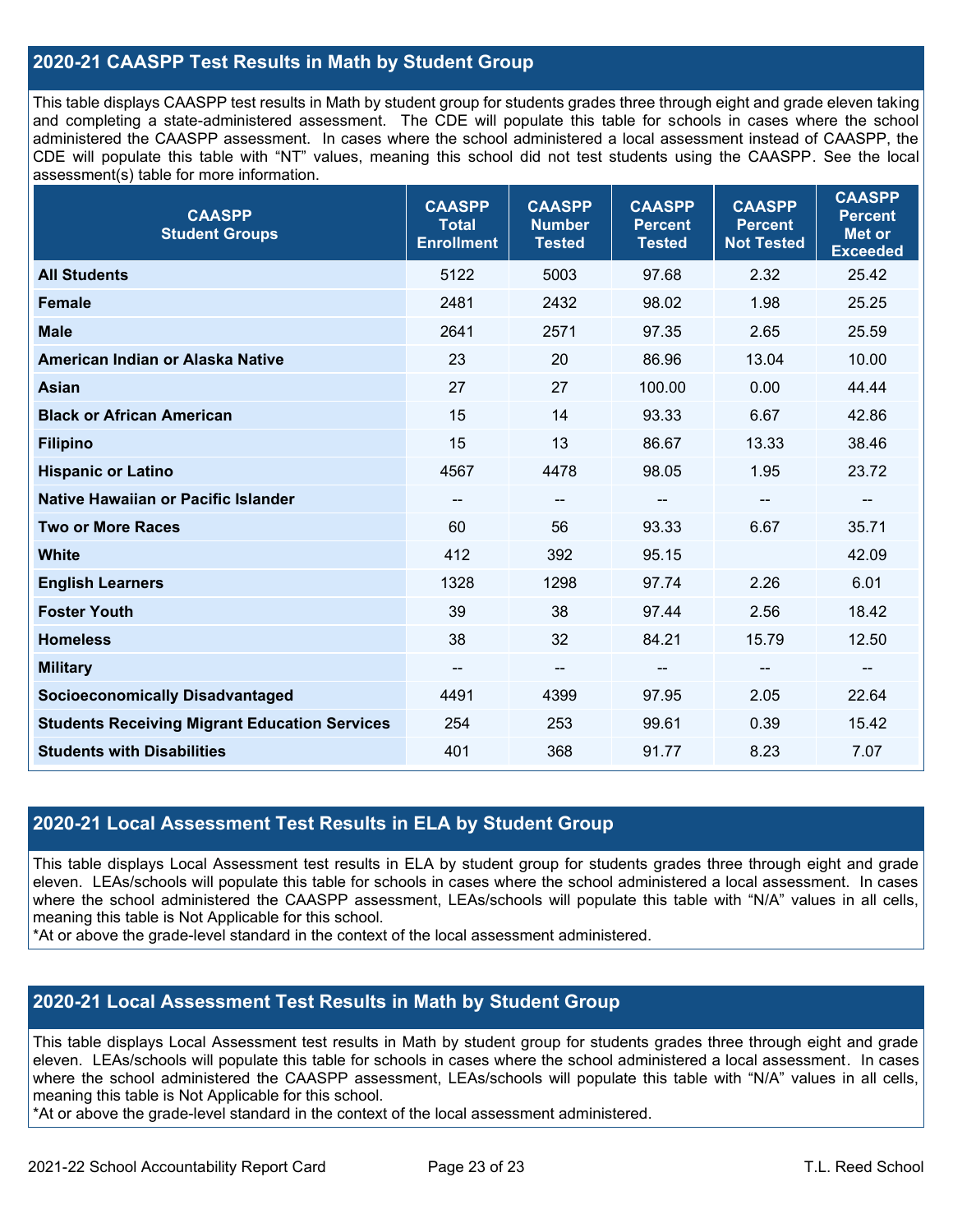## 2020-21 CAASPP Test Results in Math by Student Group

This table displays CAASPP test results in Math by student group for students grades three through eight and grade eleven taking and completing a state-administered assessment. The CDE will populate this table for schools in cases where the school administered the CAASPP assessment. In cases where the school administered a local assessment instead of CAASPP, the CDE will populate this table with "NT" values, meaning this school did not test students using the CAASPP. See the local assessment(s) table for more information.

| CAASPP Student Groups | CAASPP Total Enrollment | CAASPP Number Tested | CAASPP Percent Tested | CAASPP Percent Not Tested | CAASPP Percent Met or Exceeded |
|---|---|---|---|---|---|
| **All Students** | 5122 | 5003 | 97.68 | 2.32 | 25.42 |
| **Female** | 2481 | 2432 | 98.02 | 1.98 | 25.25 |
| **Male** | 2641 | 2571 | 97.35 | 2.65 | 25.59 |
| **American Indian or Alaska Native** | 23 | 20 | 86.96 | 13.04 | 10.00 |
| **Asian** | 27 | 27 | 100.00 | 0.00 | 44.44 |
| **Black or African American** | 15 | 14 | 93.33 | 6.67 | 42.86 |
| **Filipino** | 15 | 13 | 86.67 | 13.33 | 38.46 |
| **Hispanic or Latino** | 4567 | 4478 | 98.05 | 1.95 | 23.72 |
| **Native Hawaiian or Pacific Islander** | -- | -- | -- | -- | -- |
| **Two or More Races** | 60 | 56 | 93.33 | 6.67 | 35.71 |
| **White** | 412 | 392 | 95.15 | | 42.09 |
| **English Learners** | 1328 | 1298 | 97.74 | 2.26 | 6.01 |
| **Foster Youth** | 39 | 38 | 97.44 | 2.56 | 18.42 |
| **Homeless** | 38 | 32 | 84.21 | 15.79 | 12.50 |
| **Military** | -- | -- | -- | -- | -- |
| **Socioeconomically Disadvantaged** | 4491 | 4399 | 97.95 | 2.05 | 22.64 |
| **Students Receiving Migrant Education Services** | 254 | 253 | 99.61 | 0.39 | 15.42 |
| **Students with Disabilities** | 401 | 368 | 91.77 | 8.23 | 7.07 |

## 2020-21 Local Assessment Test Results in ELA by Student Group

This table displays Local Assessment test results in ELA by student group for students grades three through eight and grade eleven. LEAs/schools will populate this table for schools in cases where the school administered a local assessment. In cases where the school administered the CAASPP assessment, LEAs/schools will populate this table with "N/A" values in all cells, meaning this table is Not Applicable for this school.

*At or above the grade-level standard in the context of the local assessment administered.

## 2020-21 Local Assessment Test Results in Math by Student Group

This table displays Local Assessment test results in Math by student group for students grades three through eight and grade eleven. LEAs/schools will populate this table for schools in cases where the school administered a local assessment. In cases where the school administered the CAASPP assessment, LEAs/schools will populate this table with "N/A" values in all cells, meaning this table is Not Applicable for this school.

*At or above the grade-level standard in the context of the local assessment administered.